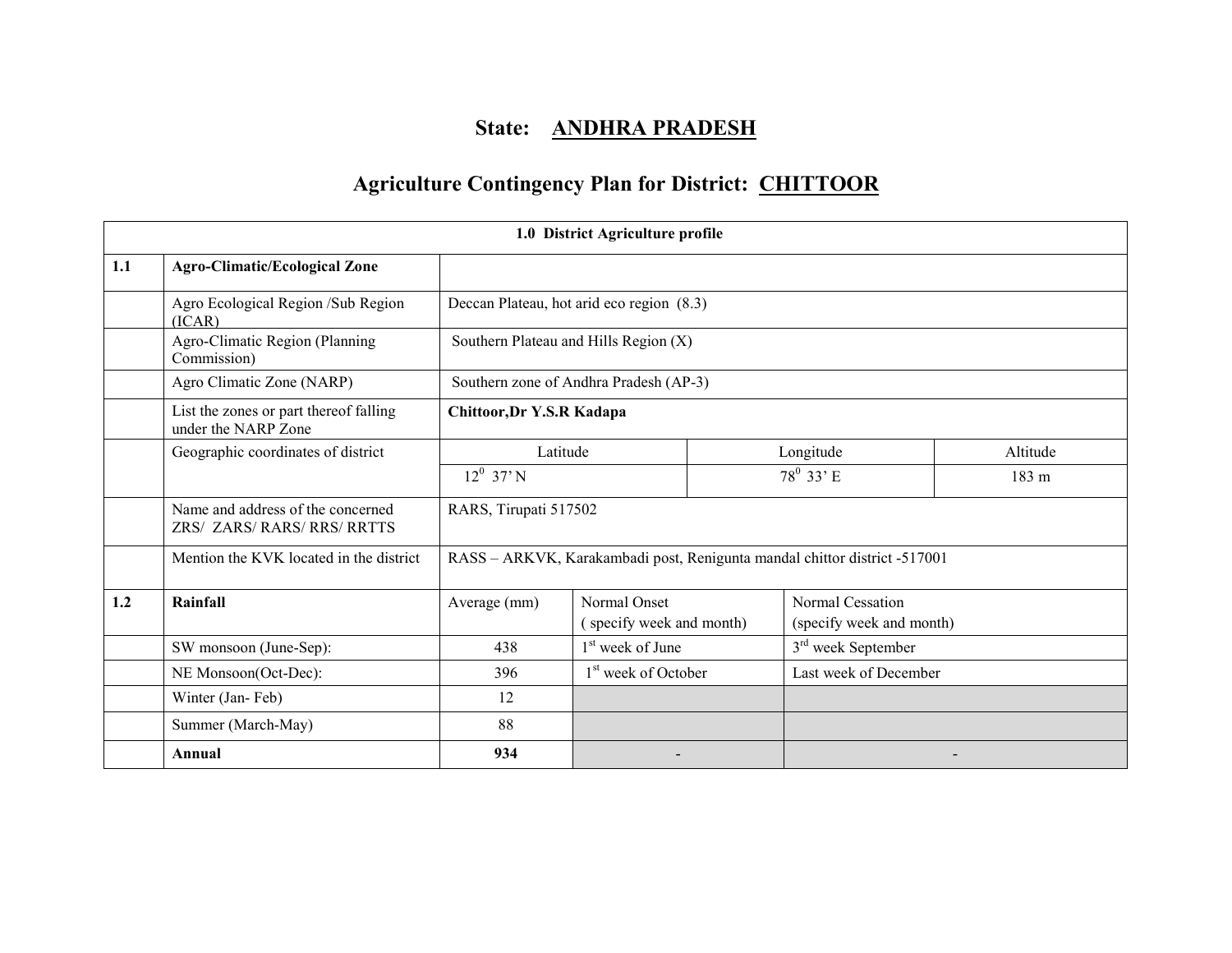# State: ANDHRA PRADESH

## Agriculture Contingency Plan for District: CHITTOOR

| 1.0 District Agriculture profile | | | | |
|---|---|---|---|---|
| **1.1** | **Agro-Climatic/Ecological Zone** | | | |
| | Agro Ecological Region /Sub Region (ICAR) | Deccan Plateau, hot arid eco region (8.3) | | |
| | Agro-Climatic Region (Planning Commission) | Southern Plateau and Hills Region (X) | | |
| | Agro Climatic Zone (NARP) | Southern zone of Andhra Pradesh (AP-3) | | |
| | List the zones or part thereof falling under the NARP Zone | **Chittoor,Dr Y.S.R Kadapa** | | |
| | Geographic coordinates of district | Latitude | Longitude | Altitude |
| | | $12^0$ 37' N | $78^0$ 33' E | 183 m |
| | Name and address of the concerned ZRS/ ZARS/ RARS/ RRS/ RRTTS | RARS, Tirupati 517502 | | |
| | Mention the KVK located in the district | RASS – ARKVK, Karakambadi post, Renigunta mandal chittor district -517001 | | |

| | | Average (mm) | Normal Onset (specify week and month) | Normal Cessation (specify week and month) |
|---|---|---|---|---|
| **1.2** | **Rainfall** | Average (mm) | Normal Onset ( specify week and month) | Normal Cessation (specify week and month) |
| | SW monsoon (June-Sep): | 438 | 1st week of June | 3rd week September |
| | NE Monsoon(Oct-Dec): | 396 | 1st week of October | Last week of December |
| | Winter (Jan- Feb) | 12 | | |
| | Summer (March-May) | 88 | | |
| | **Annual** | **934** | - | - |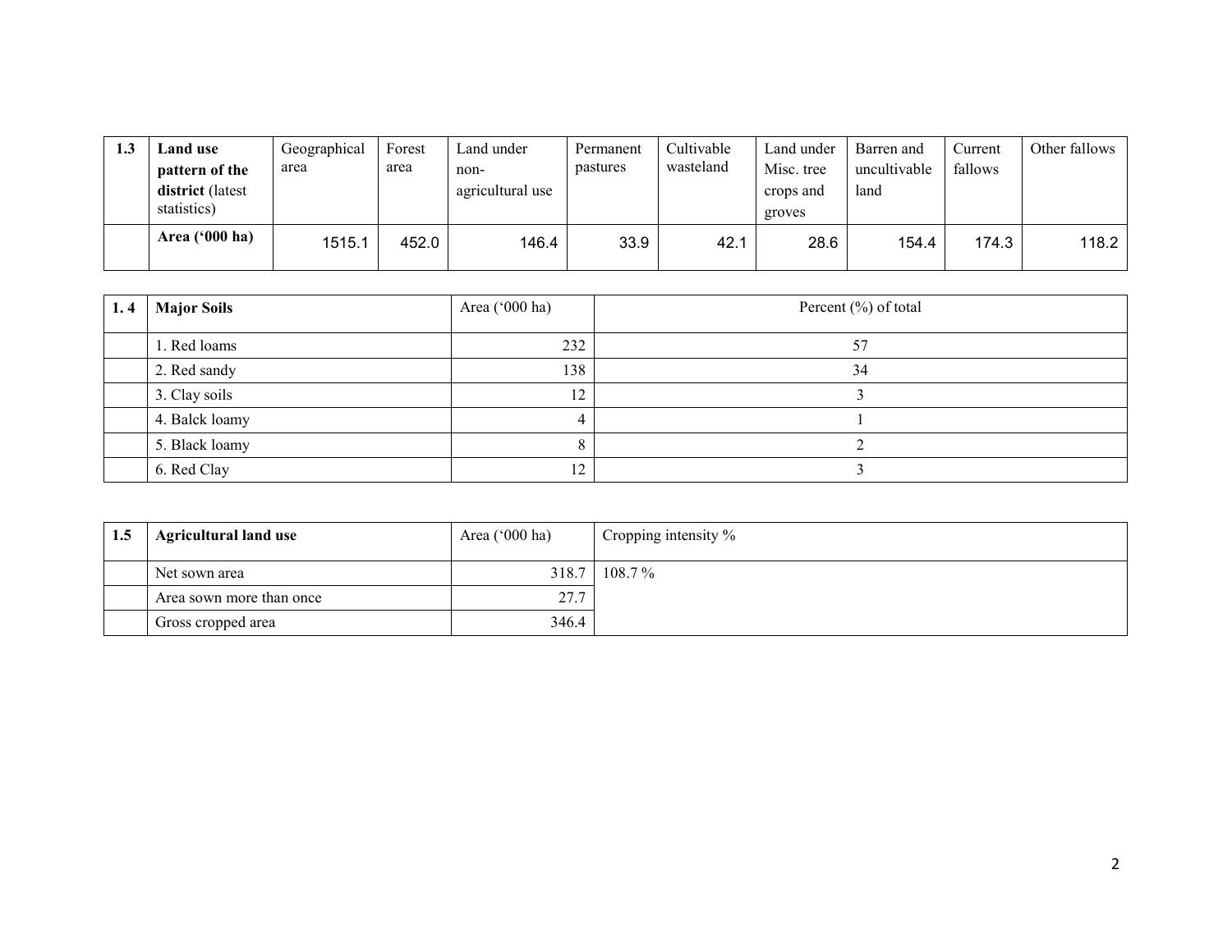| 1.3 | **Land use pattern of the district** (latest statistics) | Geographical area | Forest area | Land under non-agricultural use | Permanent pastures | Cultivable wasteland | Land under Misc. tree crops and groves | Barren and uncultivable land | Current fallows | Other fallows |
|---|---|---|---|---|---|---|---|---|---|---|
| | **Area (‘000 ha)** | 1515.1 | 452.0 | 146.4 | 33.9 | 42.1 | 28.6 | 154.4 | 174.3 | 118.2 |

| 1. 4 | **Major Soils** | Area (‘000 ha) | Percent (%) of total |
|---|---|---|---|
| | 1. Red loams | 232 | 57 |
| | 2. Red sandy | 138 | 34 |
| | 3. Clay soils | 12 | 3 |
| | 4. Balck loamy | 4 | 1 |
| | 5. Black loamy | 8 | 2 |
| | 6. Red Clay | 12 | 3 |

| 1.5 | **Agricultural land use** | Area (‘000 ha) | Cropping intensity % |
|---|---|---|---|
| | Net sown area | 318.7 | 108.7 % |
| | Area sown more than once | 27.7 | |
| | Gross cropped area | 346.4 | |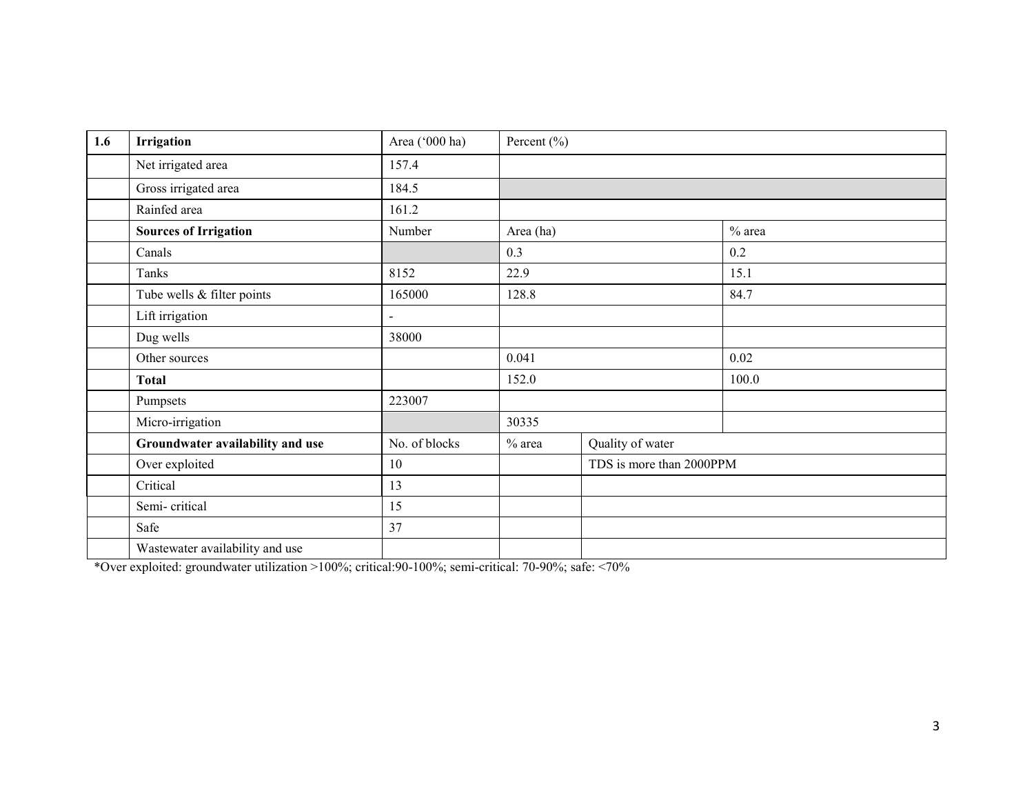| 1.6 | Irrigation | Area ('000 ha) | Percent (%) | | |
|---|---|---|---|---|---|
| | Net irrigated area | 157.4 | | | |
| | Gross irrigated area | 184.5 | | | |
| | Rainfed area | 161.2 | | | |
| | **Sources of Irrigation** | Number | Area (ha) | | % area |
| | Canals | | 0.3 | | 0.2 |
| | Tanks | 8152 | 22.9 | | 15.1 |
| | Tube wells & filter points | 165000 | 128.8 | | 84.7 |
| | Lift irrigation | - | | | |
| | Dug wells | 38000 | | | |
| | Other sources | | 0.041 | | 0.02 |
| | **Total** | | 152.0 | | 100.0 |
| | Pumpsets | 223007 | | | |
| | Micro-irrigation | | 30335 | | |
| | **Groundwater availability and use** | No. of blocks | % area | Quality of water | |
| | Over exploited | 10 | | TDS is more than 2000PPM | |
| | Critical | 13 | | | |
| | Semi- critical | 15 | | | |
| | Safe | 37 | | | |
| | Wastewater availability and use | | | | |

*Over exploited: groundwater utilization >100%; critical:90-100%; semi-critical: 70-90%; safe: <70%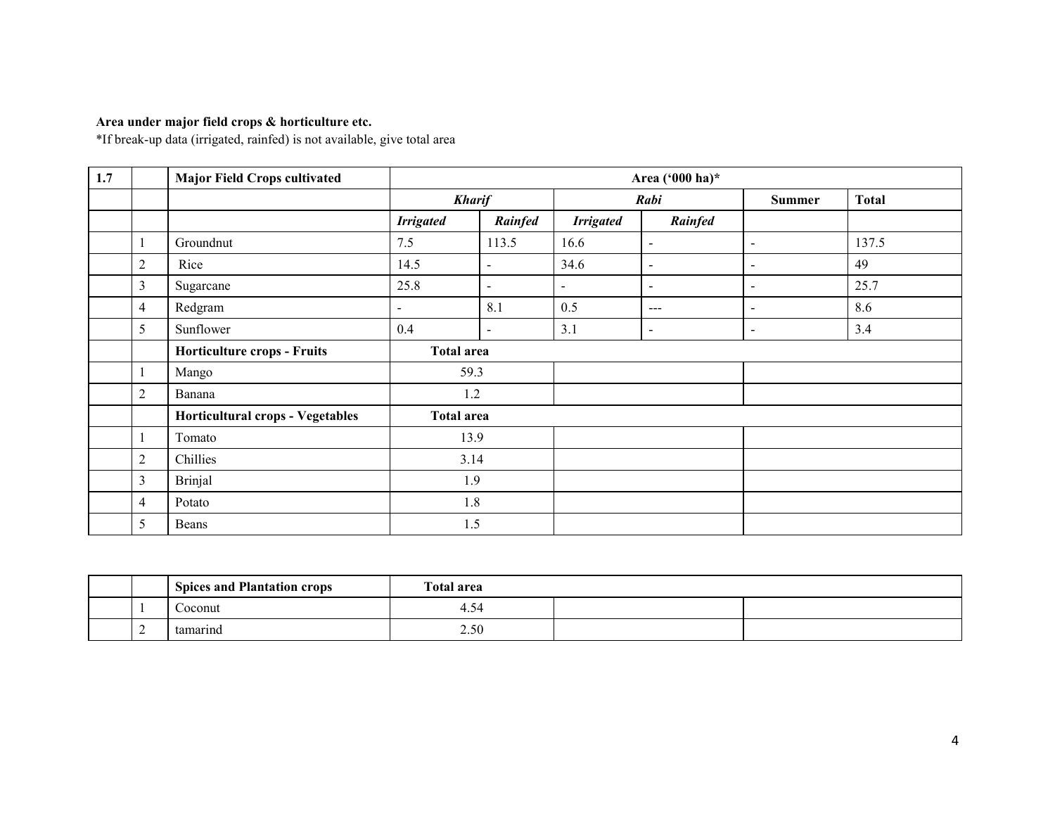**Area under major field crops & horticulture etc.**

*If break-up data (irrigated, rainfed) is not available, give total area

| 1.7 | | Major Field Crops cultivated | Area ('000 ha)* | | | | | |
|---|---|---|---|---|---|---|---|---|
| | | | *Kharif* | | *Rabi* | | Summer | Total |
| | | | *Irrigated* | *Rainfed* | *Irrigated* | *Rainfed* | | |
| | 1 | Groundnut | 7.5 | 113.5 | 16.6 | - | - | 137.5 |
| | 2 | Rice | 14.5 | - | 34.6 | - | - | 49 |
| | 3 | Sugarcane | 25.8 | - | - | - | - | 25.7 |
| | 4 | Redgram | - | 8.1 | 0.5 | --- | - | 8.6 |
| | 5 | Sunflower | 0.4 | - | 3.1 | - | - | 3.4 |
| | | **Horticulture crops - Fruits** | **Total area** | | | | | |
| | 1 | Mango | 59.3 | | | | | |
| | 2 | Banana | 1.2 | | | | | |
| | | **Horticultural crops - Vegetables** | **Total area** | | | | | |
| | 1 | Tomato | 13.9 | | | | | |
| | 2 | Chillies | 3.14 | | | | | |
| | 3 | Brinjal | 1.9 | | | | | |
| | 4 | Potato | 1.8 | | | | | |
| | 5 | Beans | 1.5 | | | | | |

| | | Spices and Plantation crops | Total area | | |
|---|---|---|---|---|---|
| | 1 | Coconut | 4.54 | | |
| | 2 | tamarind | 2.50 | | |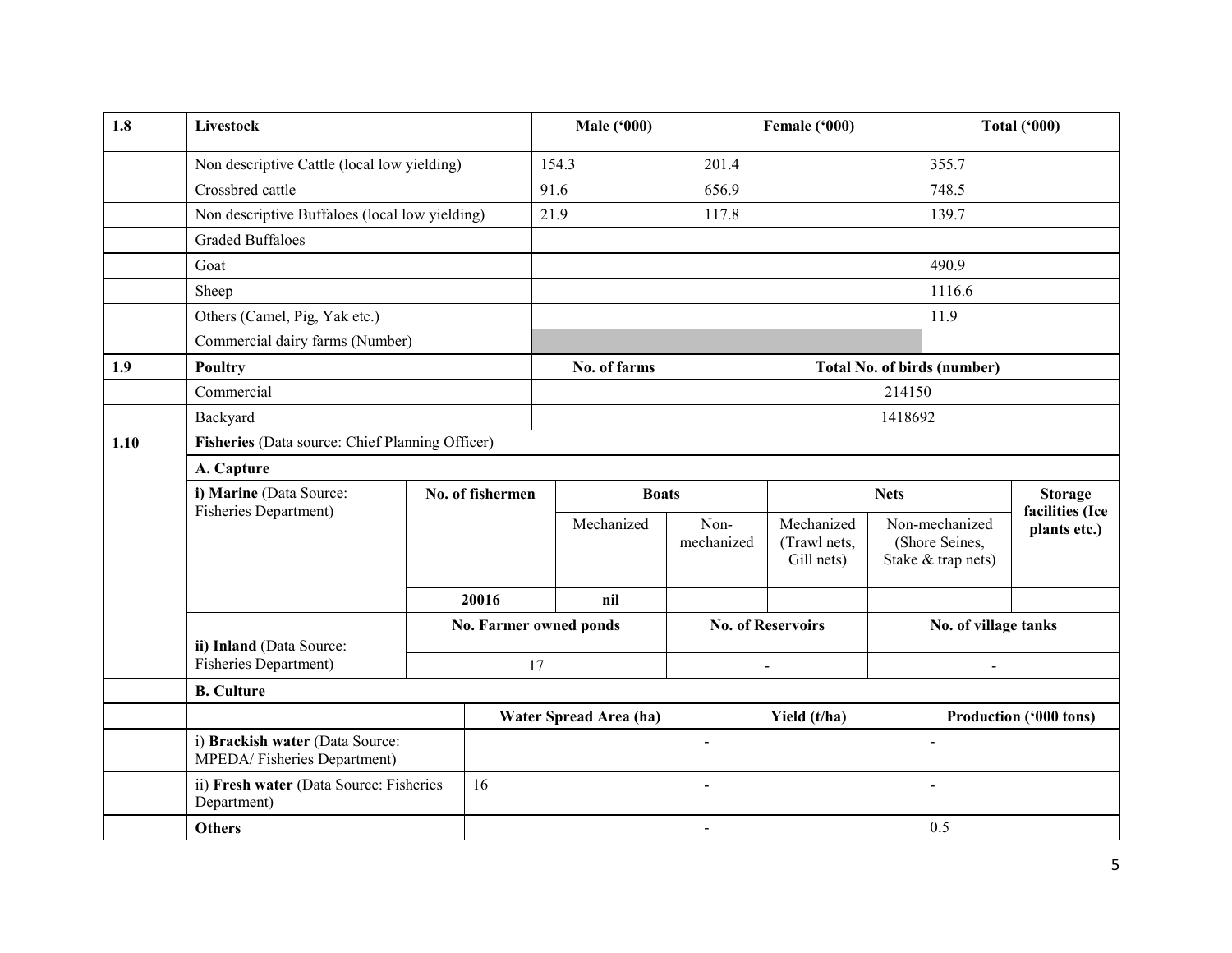| 1.8 | Livestock | Male ('000) | Female ('000) | Total ('000) |
|---|---|---|---|---|
| | Non descriptive Cattle (local low yielding) | 154.3 | 201.4 | 355.7 |
| | Crossbred cattle | 91.6 | 656.9 | 748.5 |
| | Non descriptive Buffaloes (local low yielding) | 21.9 | 117.8 | 139.7 |
| | Graded Buffaloes | | | |
| | Goat | | | 490.9 |
| | Sheep | | | 1116.6 |
| | Others (Camel, Pig, Yak etc.) | | | 11.9 |
| | Commercial dairy farms (Number) | | | |
| **1.9** | **Poultry** | **No. of farms** | **Total No. of birds (number)** | |
| | Commercial | | 214150 | |
| | Backyard | | 1418692 | |

| 1.10 | **Fisheries** (Data source: Chief Planning Officer) | | | | | | |
|---|---|---|---|---|---|---|---|
| | **A. Capture** | | | | | | |
| | **i) Marine** (Data Source: Fisheries Department) | **No. of fishermen** | **Boats** | | **Nets** | | **Storage facilities (Ice plants etc.)** |
| | | | Mechanized | Non-mechanized | Mechanized (Trawl nets, Gill nets) | Non-mechanized (Shore Seines, Stake & trap nets) | |
| | | 20016 | nil | | | | |
| | **ii) Inland** (Data Source: Fisheries Department) | **No. Farmer owned ponds** | | **No. of Reservoirs** | | **No. of village tanks** | |
| | | 17 | | - | | - | |
| | **B. Culture** | | | | | | |

| | | Water Spread Area (ha) | Yield (t/ha) | Production ('000 tons) |
|---|---|---|---|---|
| | i) **Brackish water** (Data Source: MPEDA/ Fisheries Department) | | - | - |
| | ii) **Fresh water** (Data Source: Fisheries Department) | 16 | - | - |
| | **Others** | | - | 0.5 |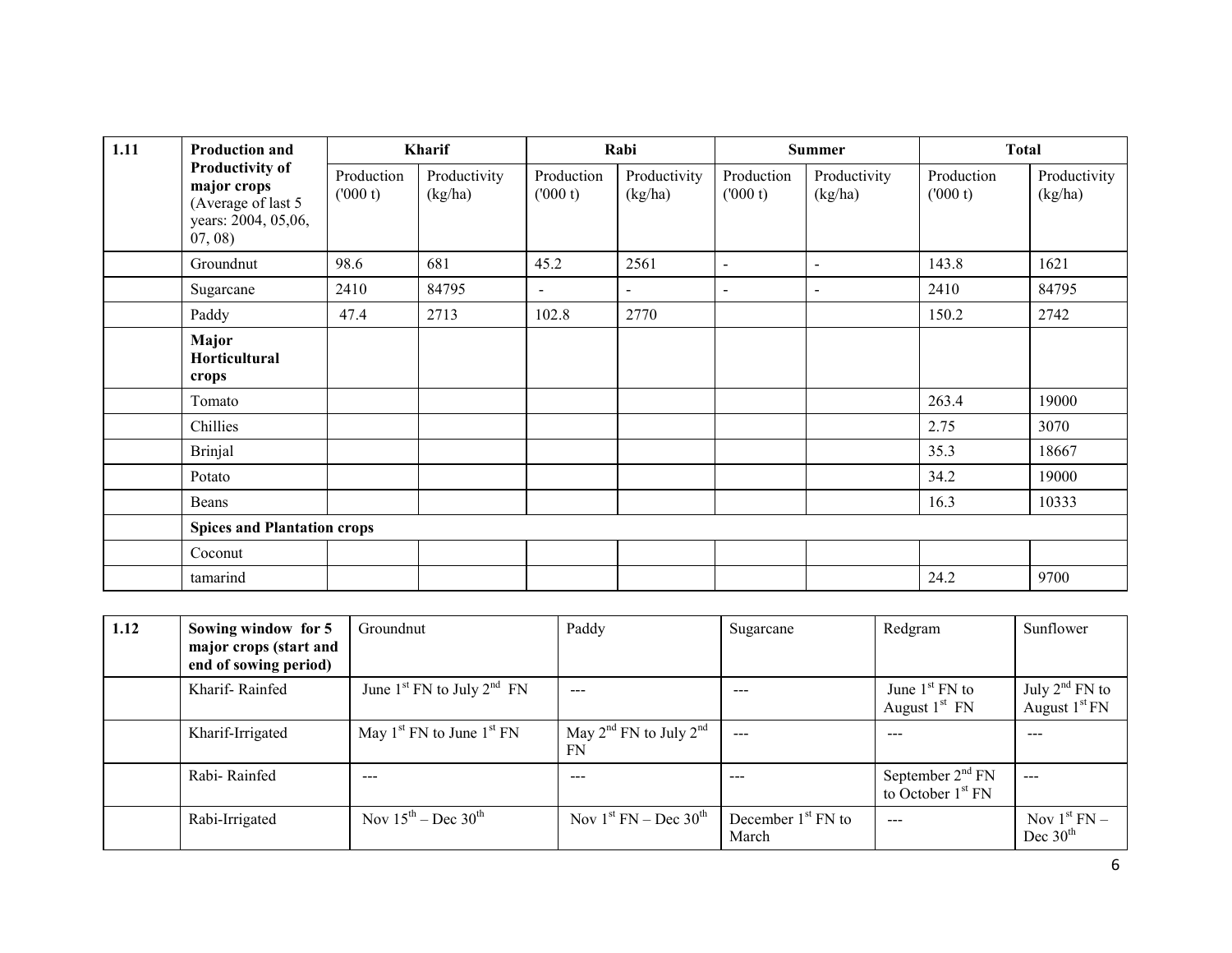| 1.11 | Production and Productivity of major crops (Average of last 5 years: 2004, 05,06, 07, 08) | Kharif | | Rabi | | Summer | | Total | |
|---|---|---|---|---|---|---|---|---|---|
| | | Production ('000 t) | Productivity (kg/ha) | Production ('000 t) | Productivity (kg/ha) | Production ('000 t) | Productivity (kg/ha) | Production ('000 t) | Productivity (kg/ha) |
| | Groundnut | 98.6 | 681 | 45.2 | 2561 | - | - | 143.8 | 1621 |
| | Sugarcane | 2410 | 84795 | - | - | - | - | 2410 | 84795 |
| | Paddy | 47.4 | 2713 | 102.8 | 2770 | | | 150.2 | 2742 |
| | **Major Horticultural crops** | | | | | | | | |
| | Tomato | | | | | | | 263.4 | 19000 |
| | Chillies | | | | | | | 2.75 | 3070 |
| | Brinjal | | | | | | | 35.3 | 18667 |
| | Potato | | | | | | | 34.2 | 19000 |
| | Beans | | | | | | | 16.3 | 10333 |
| | **Spices and Plantation crops** | | | | | | | | |
| | Coconut | | | | | | | | |
| | tamarind | | | | | | | 24.2 | 9700 |

| 1.12 | Sowing window for 5 major crops (start and end of sowing period) | Groundnut | Paddy | Sugarcane | Redgram | Sunflower |
|---|---|---|---|---|---|---|
| | Kharif- Rainfed | June 1st FN to July 2nd FN | --- | --- | June 1st FN to August 1st FN | July 2nd FN to August 1st FN |
| | Kharif-Irrigated | May 1st FN to June 1st FN | May 2nd FN to July 2nd FN | --- | --- | --- |
| | Rabi- Rainfed | --- | --- | --- | September 2nd FN to October 1st FN | --- |
| | Rabi-Irrigated | Nov 15th – Dec 30th | Nov 1st FN – Dec 30th | December 1st FN to March | --- | Nov 1st FN – Dec 30th |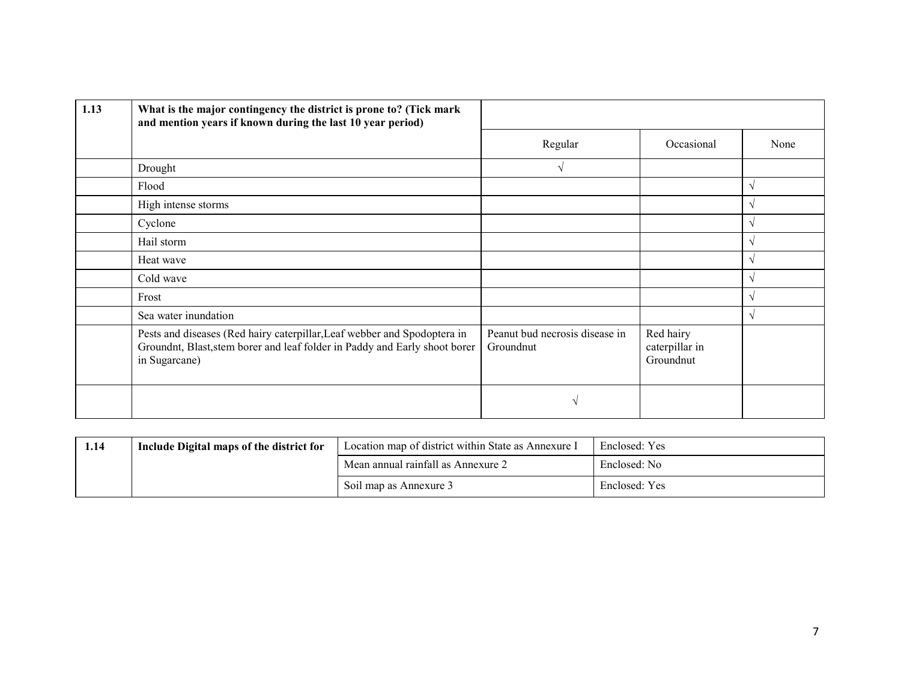| 1.13 | What is the major contingency the district is prone to? (Tick mark and mention years if known during the last 10 year period) | | | |
|---|---|---|---|---|
| | | Regular | Occasional | None |
| | Drought | √ | | |
| | Flood | | | √ |
| | High intense storms | | | √ |
| | Cyclone | | | √ |
| | Hail storm | | | √ |
| | Heat wave | | | √ |
| | Cold wave | | | √ |
| | Frost | | | √ |
| | Sea water inundation | | | √ |
| | Pests and diseases (Red hairy caterpillar,Leaf webber and Spodoptera in Groundnt, Blast,stem borer and leaf folder in Paddy and Early shoot borer in Sugarcane) | Peanut bud necrosis disease in Groundnut | Red hairy caterpillar in Groundnut | |
| | | √ | | |

| 1.14 | Include Digital maps of the district for | Location map of district within State as Annexure I | Enclosed: Yes |
|---|---|---|---|
| | | Mean annual rainfall as Annexure 2 | Enclosed: No |
| | | Soil map as Annexure 3 | Enclosed: Yes |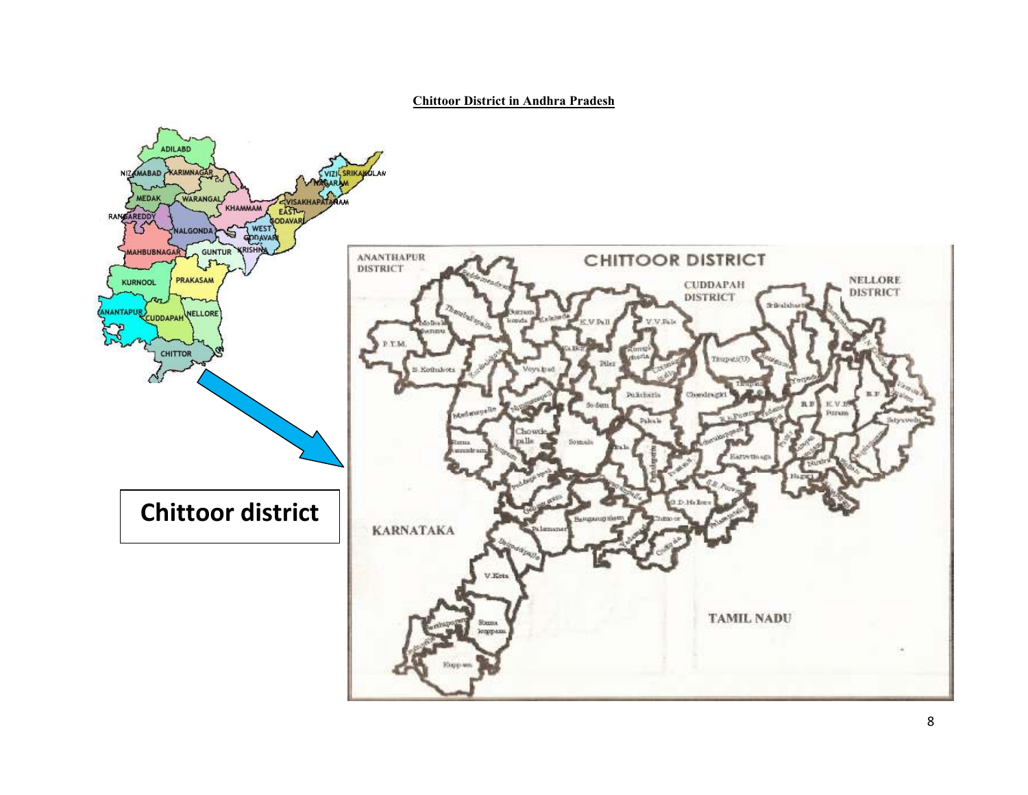**Chittoor District in Andhra Pradesh**

Chittoor district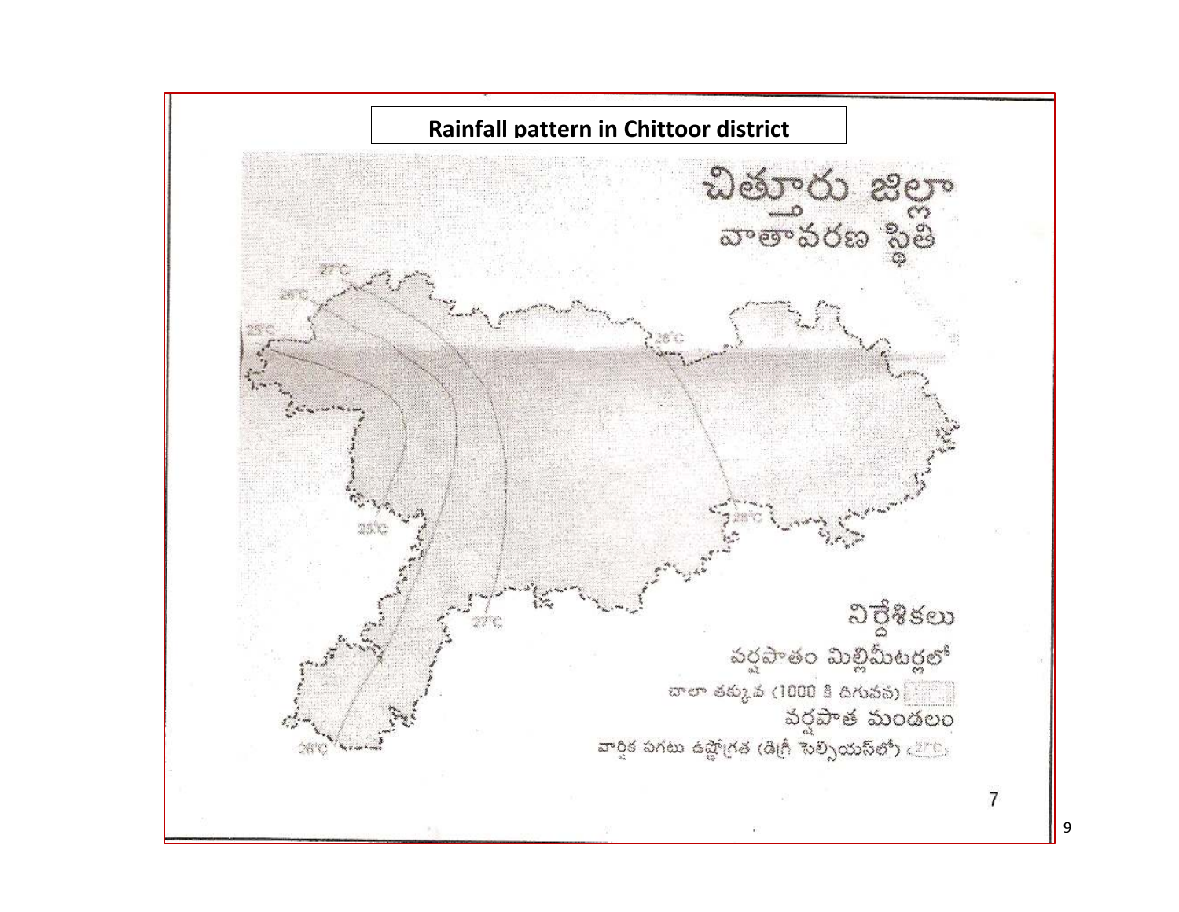# Rainfall pattern in Chittoor district

చిత్తూరు జిల్లా
వాతావరణ స్థితి

27°C

26°C

25°C

28°C

25°C

27°C

28°C

28°C

నిర్దేశికలు

వర్షపాతం మిల్లీమీటర్లలో

చాలా తక్కువ (1000 కి దిగువన)

వర్షపాత మండలం

వార్షిక సగటు ఉష్ణోగ్రత (డిగ్రీ సెల్సియస్‌లో) 27°C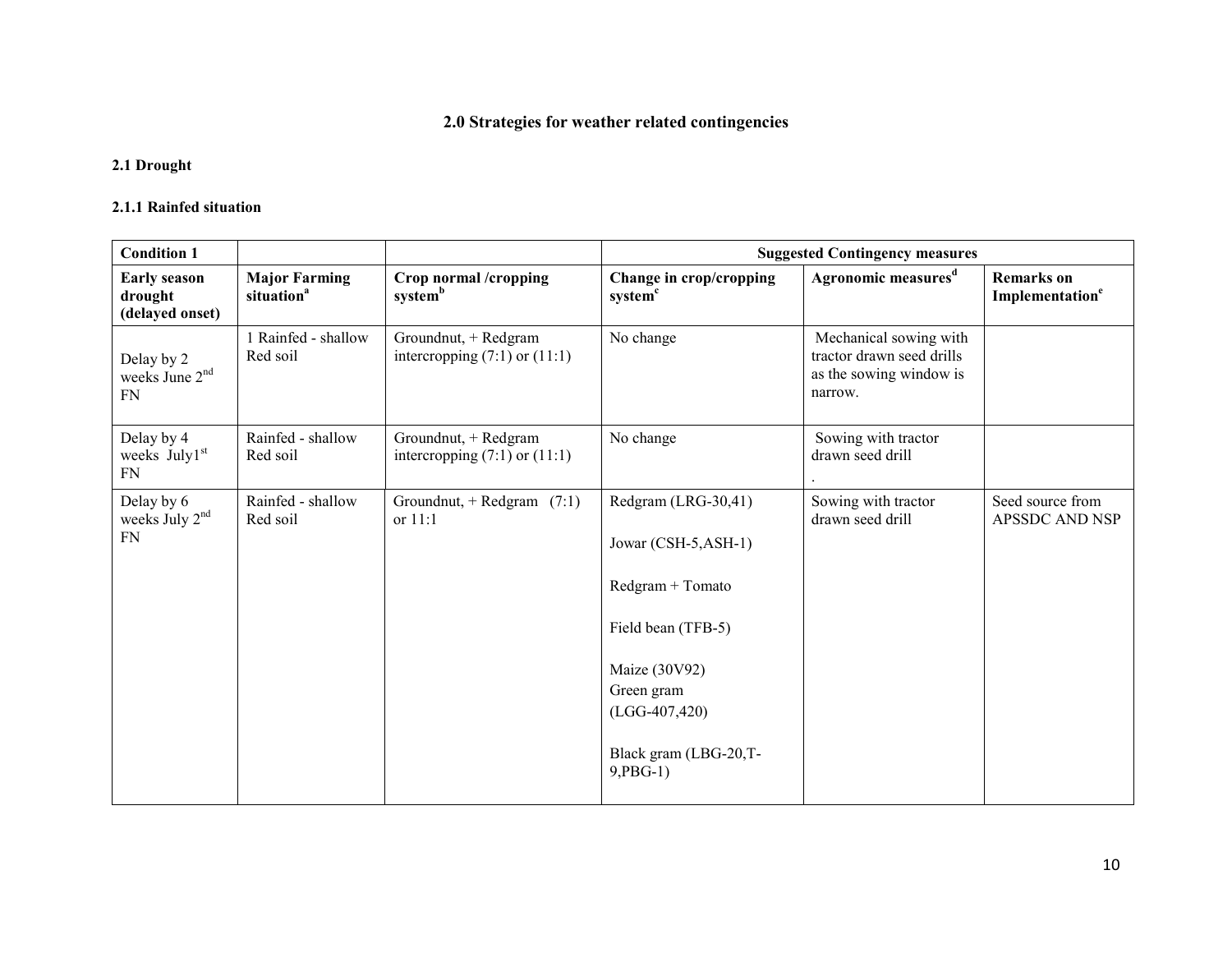## 2.0 Strategies for weather related contingencies

### 2.1 Drought

#### 2.1.1 Rainfed situation

| Condition 1 | | | Suggested Contingency measures | | |
|---|---|---|---|---|---|
| **Early season drought (delayed onset)** | **Major Farming situation[a]** | **Crop normal /cropping system[b]** | **Change in crop/cropping system[c]** | **Agronomic measures[d]** | **Remarks on Implementation[e]** |
| Delay by 2 weeks June 2[nd] FN | 1 Rainfed - shallow Red soil | Groundnut, + Redgram intercropping (7:1) or (11:1) | No change | Mechanical sowing with tractor drawn seed drills as the sowing window is narrow. | |
| Delay by 4 weeks July1[st] FN | Rainfed - shallow Red soil | Groundnut, + Redgram intercropping (7:1) or (11:1) | No change | Sowing with tractor drawn seed drill . | |
| Delay by 6 weeks July 2[nd] FN | Rainfed - shallow Red soil | Groundnut, + Redgram (7:1) or 11:1 | Redgram (LRG-30,41)<br><br>Jowar (CSH-5,ASH-1)<br><br>Redgram + Tomato<br><br>Field bean (TFB-5)<br><br>Maize (30V92)<br>Green gram (LGG-407,420)<br><br>Black gram (LBG-20,T-9,PBG-1) | Sowing with tractor drawn seed drill | Seed source from APSSDC AND NSP |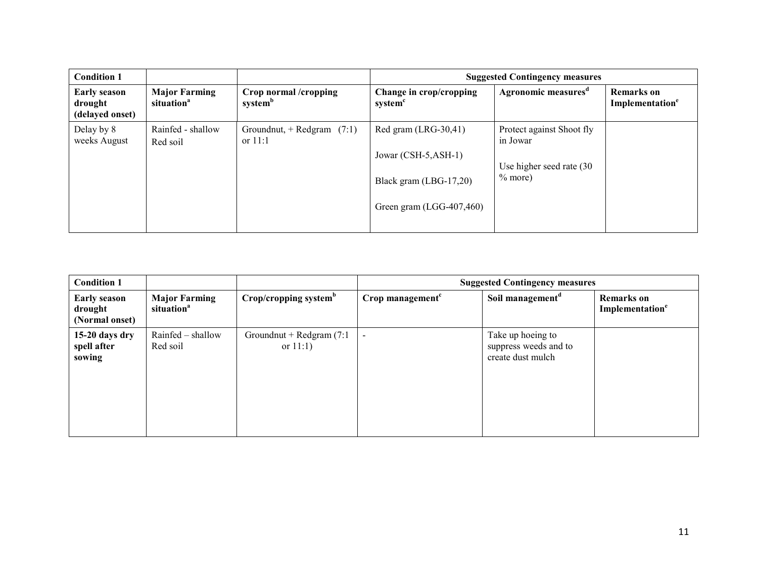| Condition 1 | | | Suggested Contingency measures | | |
|---|---|---|---|---|---|
| **Early season drought (delayed onset)** | **Major Farming situation[a]** | **Crop normal /cropping system[b]** | **Change in crop/cropping system[c]** | **Agronomic measures[d]** | **Remarks on Implementation[e]** |
| Delay by 8 weeks August | Rainfed - shallow Red soil | Groundnut, + Redgram (7:1) or 11:1 | Red gram (LRG-30,41)<br><br>Jowar (CSH-5,ASH-1)<br><br>Black gram (LBG-17,20)<br><br>Green gram (LGG-407,460) | Protect against Shoot fly in Jowar<br><br>Use higher seed rate (30 % more) | |

| Condition 1 | | | Suggested Contingency measures | | |
|---|---|---|---|---|---|
| **Early season drought (Normal onset)** | **Major Farming situation[a]** | **Crop/cropping system[b]** | **Crop management[c]** | **Soil management[d]** | **Remarks on Implementation[e]** |
| **15-20 days dry spell after sowing** | Rainfed – shallow Red soil | Groundnut + Redgram (7:1 or 11:1) | - | Take up hoeing to suppress weeds and to create dust mulch | |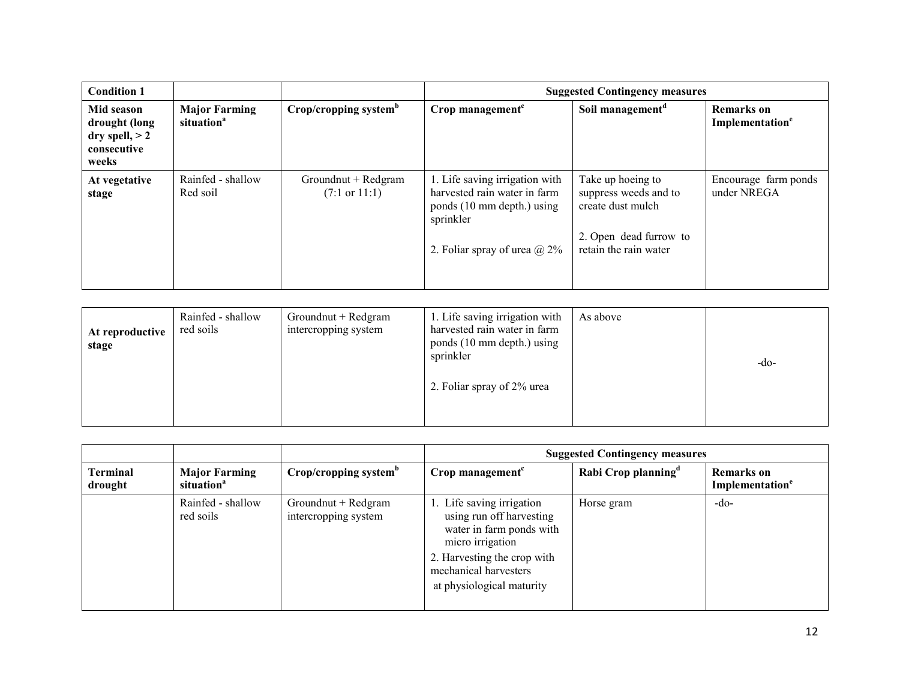| Condition 1 | | | Suggested Contingency measures | | |
|---|---|---|---|---|---|
| **Mid season drought (long dry spell, > 2 consecutive weeks** | **Major Farming situation[a]** | **Crop/cropping system[b]** | **Crop management[c]** | **Soil management[d]** | **Remarks on Implementation[e]** |
| **At vegetative stage** | Rainfed - shallow Red soil | Groundnut + Redgram (7:1 or 11:1) | 1. Life saving irrigation with harvested rain water in farm ponds (10 mm depth.) using sprinkler<br><br>2. Foliar spray of urea @ 2% | Take up hoeing to suppress weeds and to create dust mulch<br><br>2. Open dead furrow to retain the rain water | Encourage farm ponds under NREGA |
| **At reproductive stage** | Rainfed - shallow red soils | Groundnut + Redgram intercropping system | 1. Life saving irrigation with harvested rain water in farm ponds (10 mm depth.) using sprinkler<br><br>2. Foliar spray of 2% urea | As above | -do- |

| | | | Suggested Contingency measures | | |
|---|---|---|---|---|---|
| **Terminal drought** | **Major Farming situation[a]** | **Crop/cropping system[b]** | **Crop management[c]** | **Rabi Crop planning[d]** | **Remarks on Implementation[e]** |
| | Rainfed - shallow red soils | Groundnut + Redgram intercropping system | 1. Life saving irrigation using run off harvesting water in farm ponds with micro irrigation<br>2. Harvesting the crop with mechanical harvesters at physiological maturity | Horse gram | -do- |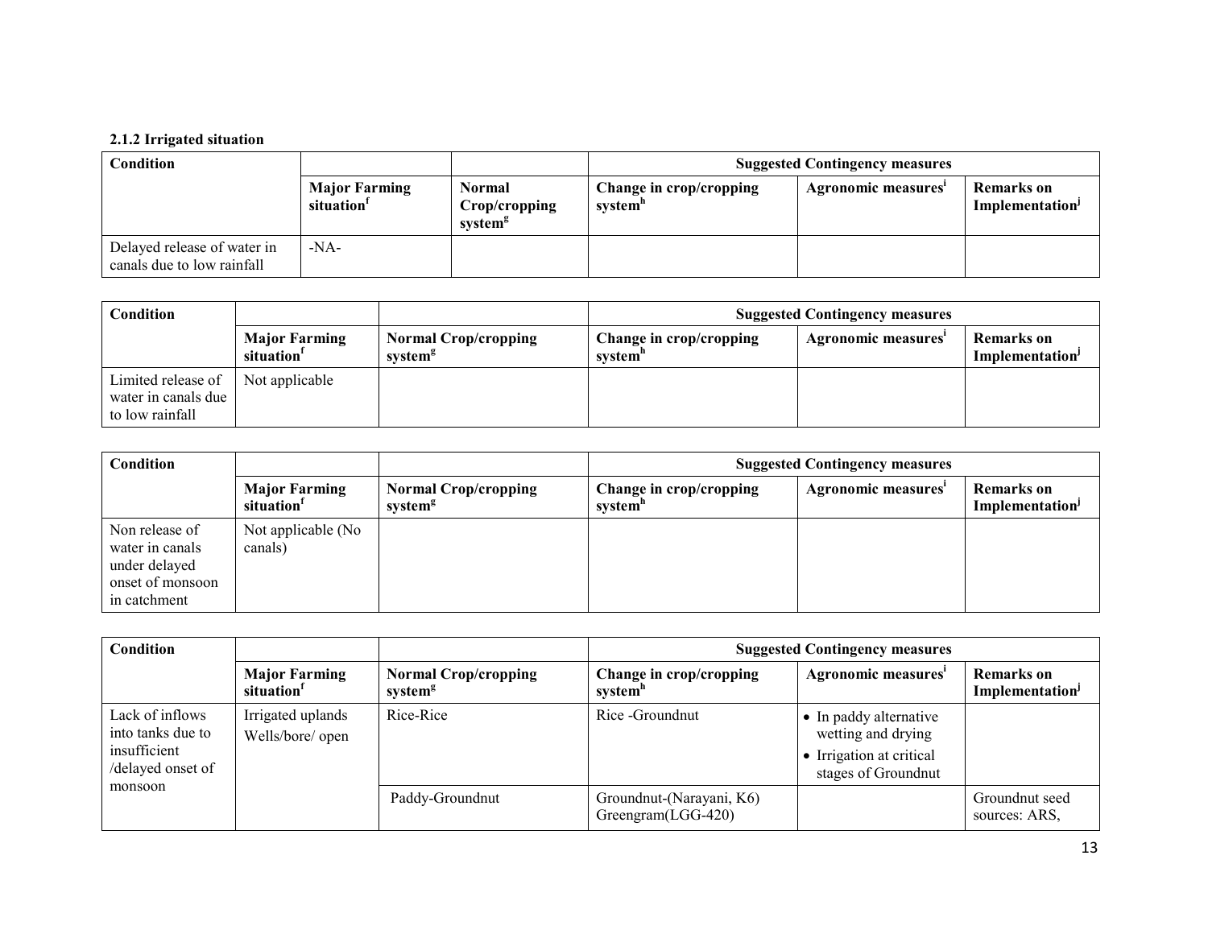### 2.1.2 Irrigated situation

| Condition | | | Suggested Contingency measures | | |
|---|---|---|---|---|---|
| | Major Farming situation[f] | Normal Crop/cropping system[g] | Change in crop/cropping system[h] | Agronomic measures[i] | Remarks on Implementation[j] |
| Delayed release of water in canals due to low rainfall | -NA- | | | | |

| Condition | | | Suggested Contingency measures | | |
|---|---|---|---|---|---|
| | Major Farming situation[f] | Normal Crop/cropping system[g] | Change in crop/cropping system[h] | Agronomic measures[i] | Remarks on Implementation[j] |
| Limited release of water in canals due to low rainfall | Not applicable | | | | |

| Condition | | | Suggested Contingency measures | | |
|---|---|---|---|---|---|
| | Major Farming situation[f] | Normal Crop/cropping system[g] | Change in crop/cropping system[h] | Agronomic measures[i] | Remarks on Implementation[j] |
| Non release of water in canals under delayed onset of monsoon in catchment | Not applicable (No canals) | | | | |

| Condition | | | Suggested Contingency measures | | |
|---|---|---|---|---|---|
| | Major Farming situation[f] | Normal Crop/cropping system[g] | Change in crop/cropping system[h] | Agronomic measures[i] | Remarks on Implementation[j] |
| Lack of inflows into tanks due to insufficient /delayed onset of monsoon | Irrigated uplands Wells/bore/ open | Rice-Rice | Rice -Groundnut | • In paddy alternative wetting and drying<br>• Irrigation at critical stages of Groundnut | |
| | | Paddy-Groundnut | Groundnut-(Narayani, K6) Greengram(LGG-420) | | Groundnut seed sources: ARS, |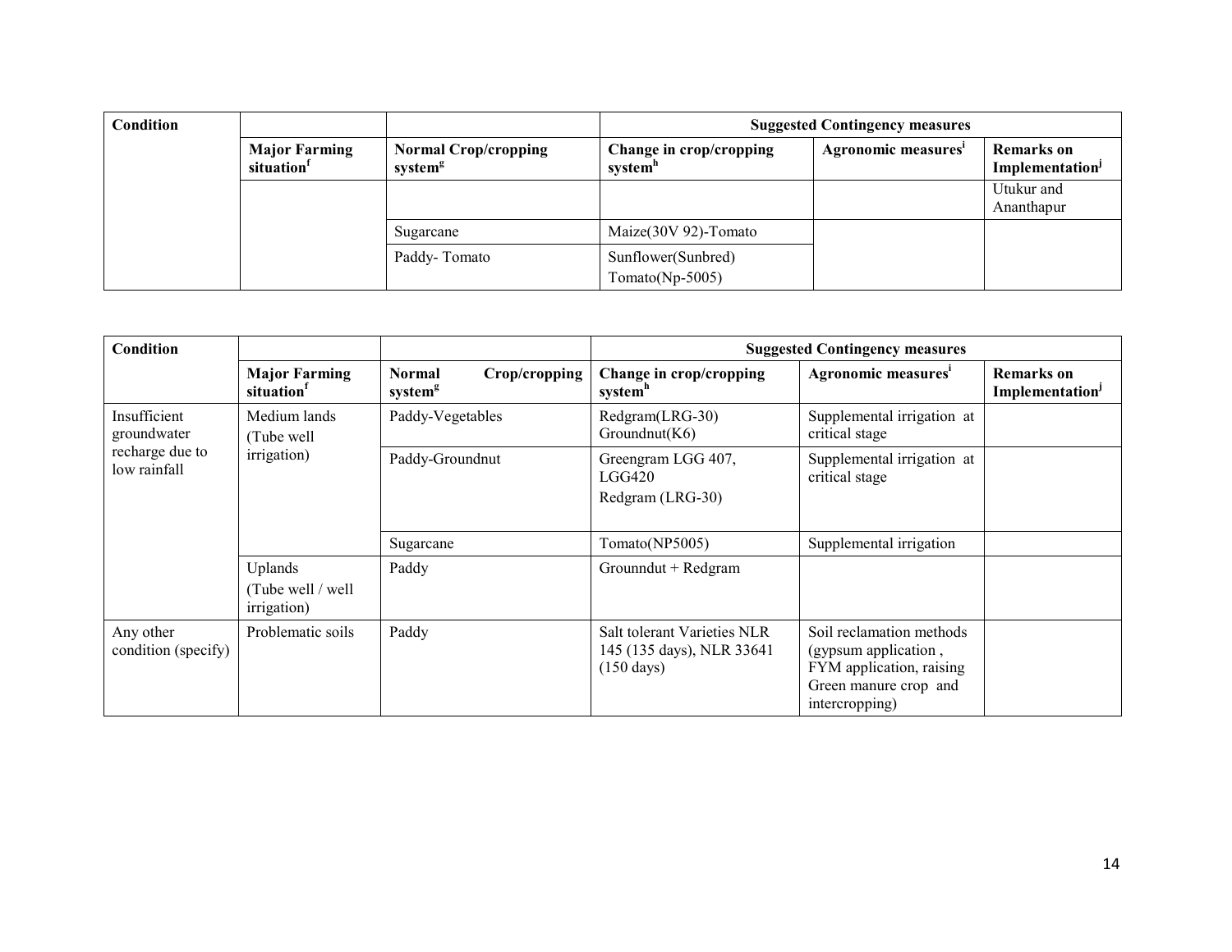| Condition | | | Suggested Contingency measures | | |
|---|---|---|---|---|---|
| | Major Farming situation[f] | Normal Crop/cropping system[g] | Change in crop/cropping system[h] | Agronomic measures[i] | Remarks on Implementation[j] |
| | | | | | Utukur and Ananthapur |
| | | Sugarcane | Maize(30V 92)-Tomato | | |
| | | Paddy- Tomato | Sunflower(Sunbred) Tomato(Np-5005) | | |

| Condition | | | Suggested Contingency measures | | |
|---|---|---|---|---|---|
| | Major Farming situation[f] | Normal Crop/cropping system[g] | Change in crop/cropping system[h] | Agronomic measures[i] | Remarks on Implementation[j] |
| Insufficient groundwater recharge due to low rainfall | Medium lands (Tube well irrigation) | Paddy-Vegetables | Redgram(LRG-30) Groundnut(K6) | Supplemental irrigation at critical stage | |
| | | Paddy-Groundnut | Greengram LGG 407, LGG420<br>Redgram (LRG-30) | Supplemental irrigation at critical stage | |
| | | Sugarcane | Tomato(NP5005) | Supplemental irrigation | |
| | Uplands (Tube well / well irrigation) | Paddy | Grounndut + Redgram | | |
| Any other condition (specify) | Problematic soils | Paddy | Salt tolerant Varieties NLR 145 (135 days), NLR 33641 (150 days) | Soil reclamation methods (gypsum application , FYM application, raising Green manure crop and intercropping) | |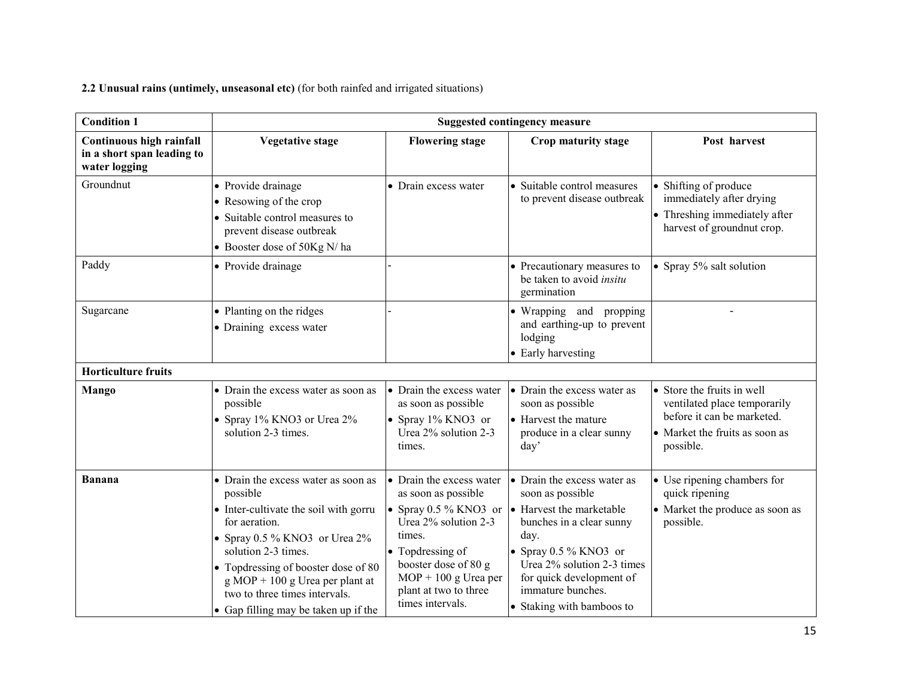**2.2 Unusual rains (untimely, unseasonal etc)** (for both rainfed and irrigated situations)

| **Condition 1** | **Suggested contingency measure** | | | |
|---|---|---|---|---|
| **Continuous high rainfall in a short span leading to water logging** | **Vegetative stage** | **Flowering stage** | **Crop maturity stage** | **Post harvest** |
| Groundnut | • Provide drainage<br>• Resowing of the crop<br>• Suitable control measures to prevent disease outbreak<br>• Booster dose of 50Kg N/ ha | • Drain excess water | • Suitable control measures to prevent disease outbreak | • Shifting of produce immediately after drying<br>• Threshing immediately after harvest of groundnut crop. |
| Paddy | • Provide drainage | - | • Precautionary measures to be taken to avoid *insitu* germination | • Spray 5% salt solution |
| Sugarcane | • Planting on the ridges<br>• Draining excess water | - | • Wrapping and propping and earthing-up to prevent lodging<br>• Early harvesting | - |
| **Horticulture fruits** | | | | |
| **Mango** | • Drain the excess water as soon as possible<br>• Spray 1% KNO3 or Urea 2% solution 2-3 times. | • Drain the excess water as soon as possible<br>• Spray 1% KNO3 or Urea 2% solution 2-3 times. | • Drain the excess water as soon as possible<br>• Harvest the mature produce in a clear sunny day' | • Store the fruits in well ventilated place temporarily before it can be marketed.<br>• Market the fruits as soon as possible. |
| **Banana** | • Drain the excess water as soon as possible<br>• Inter-cultivate the soil with gorru for aeration.<br>• Spray 0.5 % KNO3 or Urea 2% solution 2-3 times.<br>• Topdressing of booster dose of 80 g MOP + 100 g Urea per plant at two to three times intervals.<br>• Gap filling may be taken up if the | • Drain the excess water as soon as possible<br>• Spray 0.5 % KNO3 or Urea 2% solution 2-3 times.<br>• Topdressing of booster dose of 80 g MOP + 100 g Urea per plant at two to three times intervals. | • Drain the excess water as soon as possible<br>• Harvest the marketable bunches in a clear sunny day.<br>• Spray 0.5 % KNO3 or Urea 2% solution 2-3 times for quick development of immature bunches.<br>• Staking with bamboos to | • Use ripening chambers for quick ripening<br>• Market the produce as soon as possible. |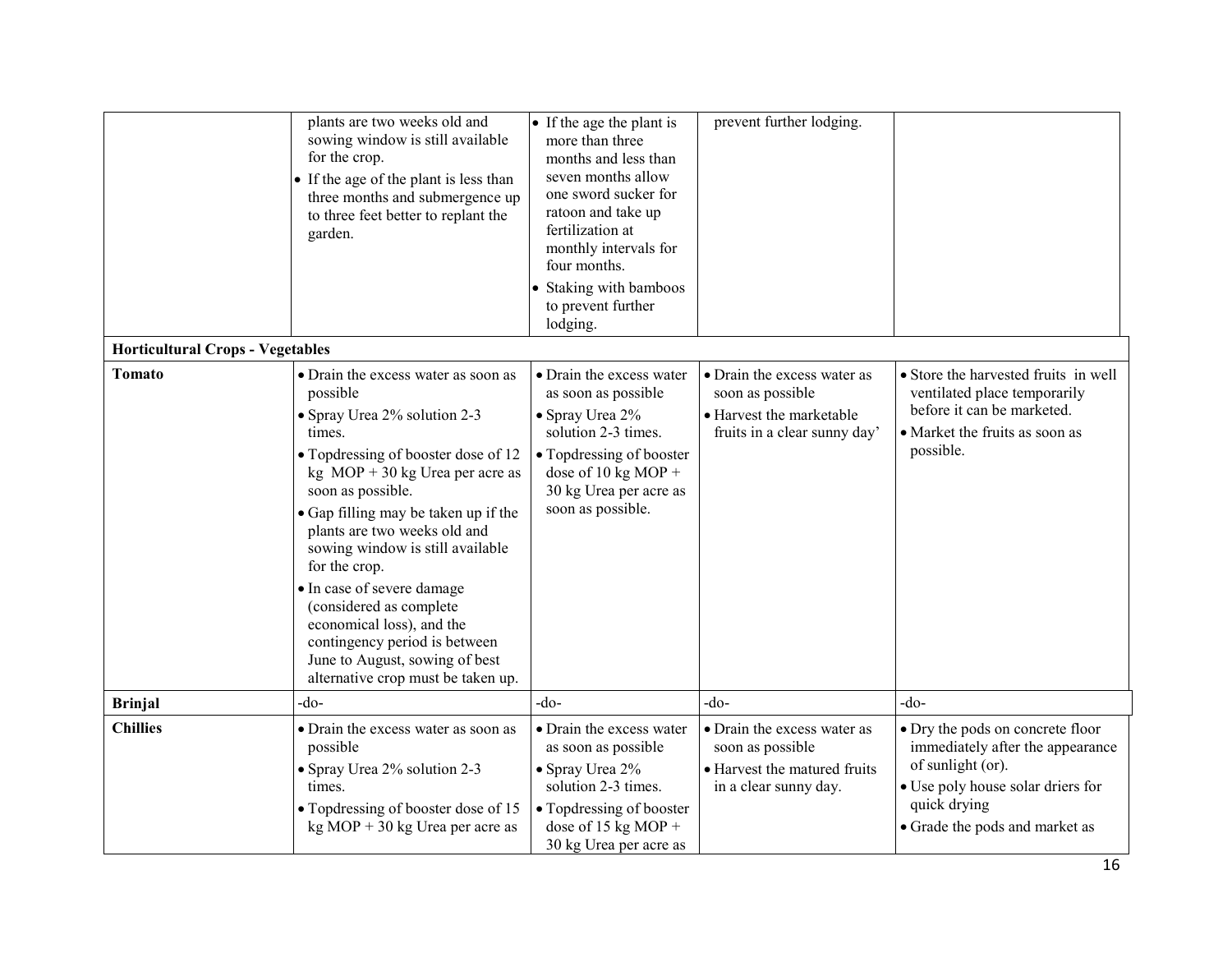| | | | | |
|---|---|---|---|---|
| | plants are two weeks old and sowing window is still available for the crop.<br>• If the age of the plant is less than three months and submergence up to three feet better to replant the garden. | • If the age the plant is more than three months and less than seven months allow one sword sucker for ratoon and take up fertilization at monthly intervals for four months.<br>• Staking with bamboos to prevent further lodging. | prevent further lodging. | |
| **Horticultural Crops - Vegetables** | | | | |
| **Tomato** | • Drain the excess water as soon as possible<br>• Spray Urea 2% solution 2-3 times.<br>• Topdressing of booster dose of 12 kg MOP + 30 kg Urea per acre as soon as possible.<br>• Gap filling may be taken up if the plants are two weeks old and sowing window is still available for the crop.<br>• In case of severe damage (considered as complete economical loss), and the contingency period is between June to August, sowing of best alternative crop must be taken up. | • Drain the excess water as soon as possible<br>• Spray Urea 2% solution 2-3 times.<br>• Topdressing of booster dose of 10 kg MOP + 30 kg Urea per acre as soon as possible. | • Drain the excess water as soon as possible<br>• Harvest the marketable fruits in a clear sunny day' | • Store the harvested fruits in well ventilated place temporarily before it can be marketed.<br>• Market the fruits as soon as possible. |
| **Brinjal** | -do- | -do- | -do- | -do- |
| **Chillies** | • Drain the excess water as soon as possible<br>• Spray Urea 2% solution 2-3 times.<br>• Topdressing of booster dose of 15 kg MOP + 30 kg Urea per acre as | • Drain the excess water as soon as possible<br>• Spray Urea 2% solution 2-3 times.<br>• Topdressing of booster dose of 15 kg MOP + 30 kg Urea per acre as | • Drain the excess water as soon as possible<br>• Harvest the matured fruits in a clear sunny day. | • Dry the pods on concrete floor immediately after the appearance of sunlight (or).<br>• Use poly house solar driers for quick drying<br>• Grade the pods and market as |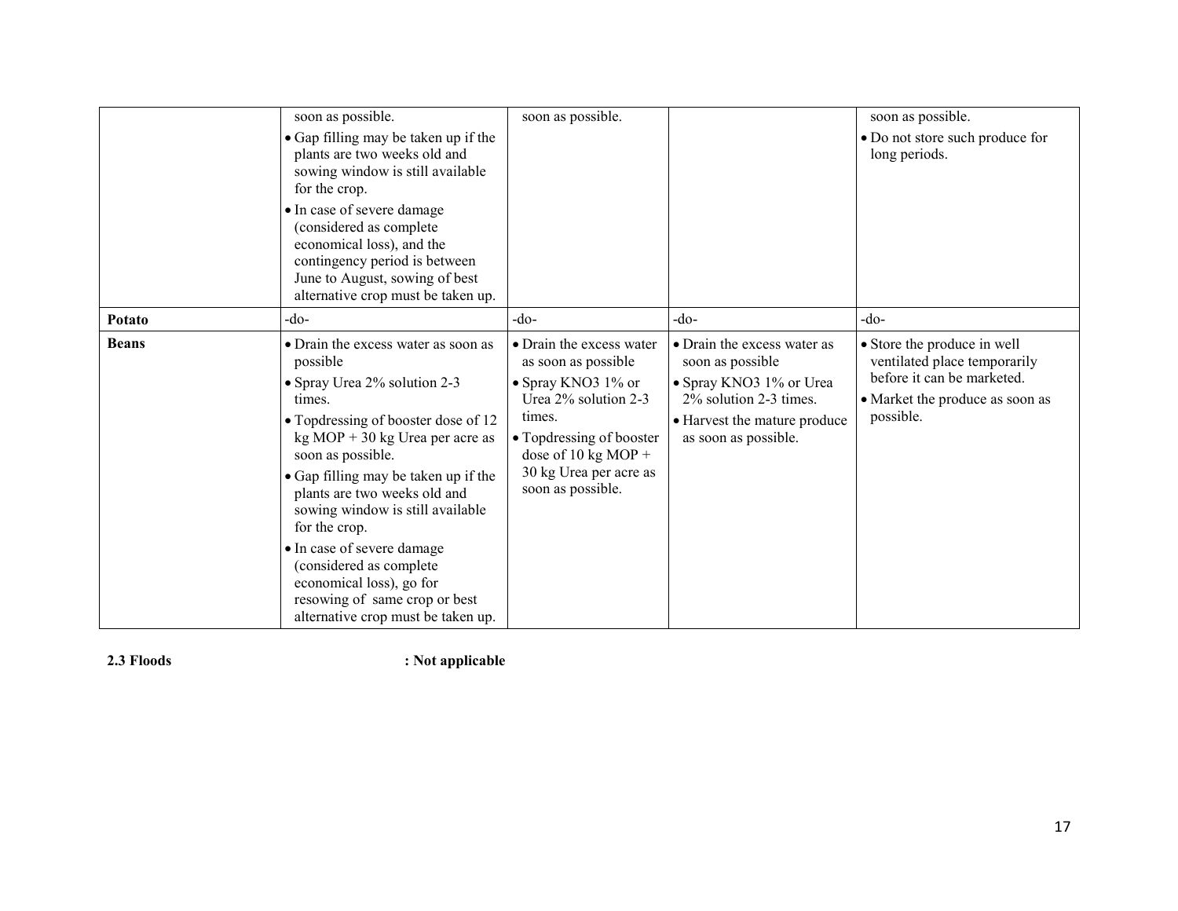| | | | | |
|---|---|---|---|---|
| | soon as possible.<br>• Gap filling may be taken up if the plants are two weeks old and sowing window is still available for the crop.<br>• In case of severe damage (considered as complete economical loss), and the contingency period is between June to August, sowing of best alternative crop must be taken up. | soon as possible. | | soon as possible.<br>• Do not store such produce for long periods. |
| **Potato** | -do- | -do- | -do- | -do- |
| **Beans** | • Drain the excess water as soon as possible<br>• Spray Urea 2% solution 2-3 times.<br>• Topdressing of booster dose of 12 kg MOP + 30 kg Urea per acre as soon as possible.<br>• Gap filling may be taken up if the plants are two weeks old and sowing window is still available for the crop.<br>• In case of severe damage (considered as complete economical loss), go for resowing of same crop or best alternative crop must be taken up. | • Drain the excess water as soon as possible<br>• Spray KNO3 1% or Urea 2% solution 2-3 times.<br>• Topdressing of booster dose of 10 kg MOP + 30 kg Urea per acre as soon as possible. | • Drain the excess water as soon as possible<br>• Spray KNO3 1% or Urea 2% solution 2-3 times.<br>• Harvest the mature produce as soon as possible. | • Store the produce in well ventilated place temporarily before it can be marketed.<br>• Market the produce as soon as possible. |

**2.3 Floods** : **Not applicable**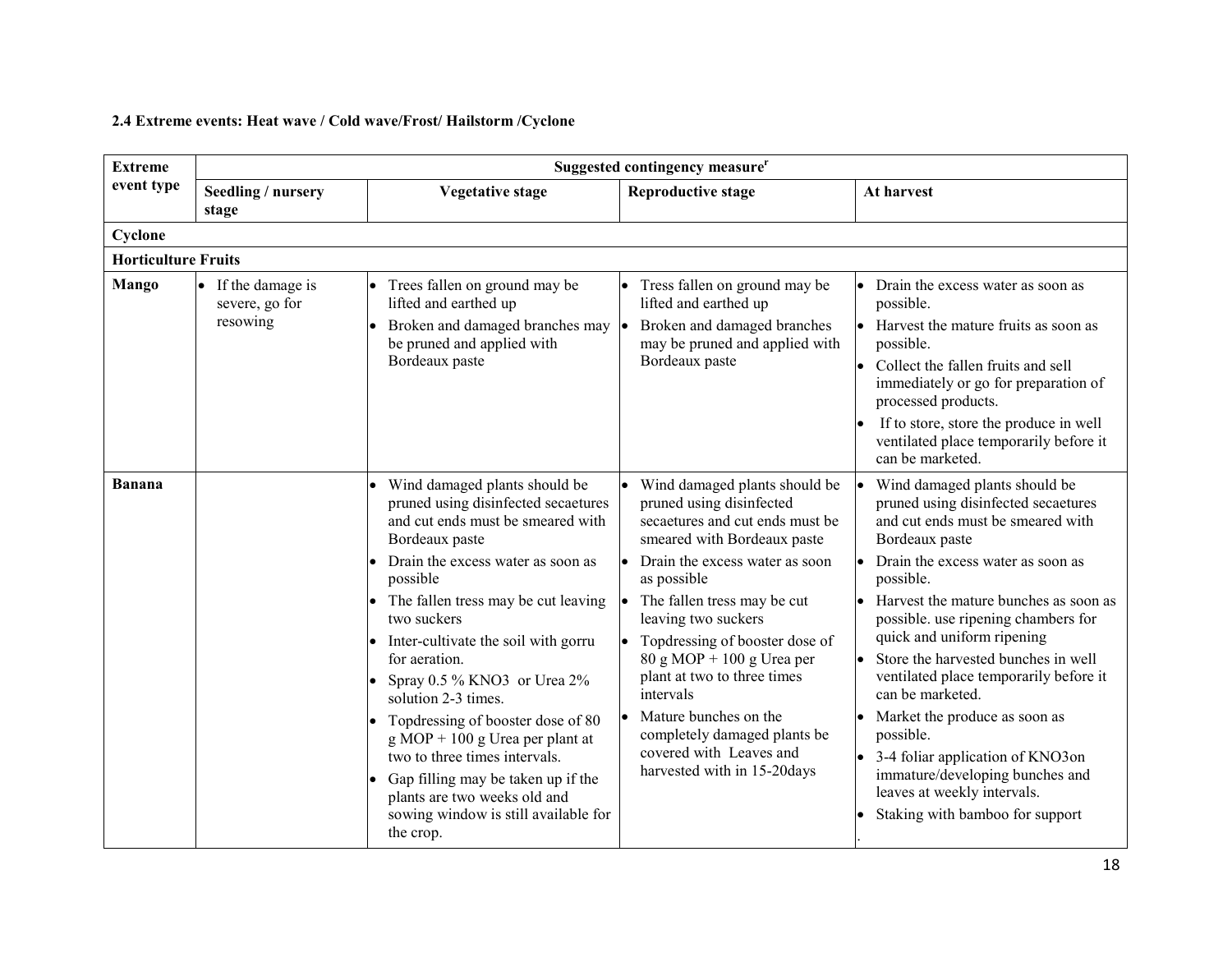### 2.4 Extreme events: Heat wave / Cold wave/Frost/ Hailstorm /Cyclone

| Extreme event type | Suggested contingency measure[r] | | | |
|---|---|---|---|---|
| | **Seedling / nursery stage** | **Vegetative stage** | **Reproductive stage** | **At harvest** |
| **Cyclone** | | | | |
| **Horticulture Fruits** | | | | |
| **Mango** | • If the damage is severe, go for resowing | • Trees fallen on ground may be lifted and earthed up<br>• Broken and damaged branches may be pruned and applied with Bordeaux paste | • Tress fallen on ground may be lifted and earthed up<br>• Broken and damaged branches may be pruned and applied with Bordeaux paste | • Drain the excess water as soon as possible.<br>• Harvest the mature fruits as soon as possible.<br>• Collect the fallen fruits and sell immediately or go for preparation of processed products.<br>• If to store, store the produce in well ventilated place temporarily before it can be marketed. |
| **Banana** | | • Wind damaged plants should be pruned using disinfected secaetures and cut ends must be smeared with Bordeaux paste<br>• Drain the excess water as soon as possible<br>• The fallen tress may be cut leaving two suckers<br>• Inter-cultivate the soil with gorru for aeration.<br>• Spray 0.5 % $KNO_3$ or Urea 2% solution 2-3 times.<br>• Topdressing of booster dose of 80 g MOP + 100 g Urea per plant at two to three times intervals.<br>• Gap filling may be taken up if the plants are two weeks old and sowing window is still available for the crop. | • Wind damaged plants should be pruned using disinfected secaetures and cut ends must be smeared with Bordeaux paste<br>• Drain the excess water as soon as possible<br>• The fallen tress may be cut leaving two suckers<br>• Topdressing of booster dose of 80 g MOP + 100 g Urea per plant at two to three times intervals<br>• Mature bunches on the completely damaged plants be covered with Leaves and harvested with in 15-20days | • Wind damaged plants should be pruned using disinfected secaetures and cut ends must be smeared with Bordeaux paste<br>• Drain the excess water as soon as possible.<br>• Harvest the mature bunches as soon as possible. use ripening chambers for quick and uniform ripening<br>• Store the harvested bunches in well ventilated place temporarily before it can be marketed.<br>• Market the produce as soon as possible.<br>• 3-4 foliar application of $KNO_3$on immature/developing bunches and leaves at weekly intervals.<br>• Staking with bamboo for support |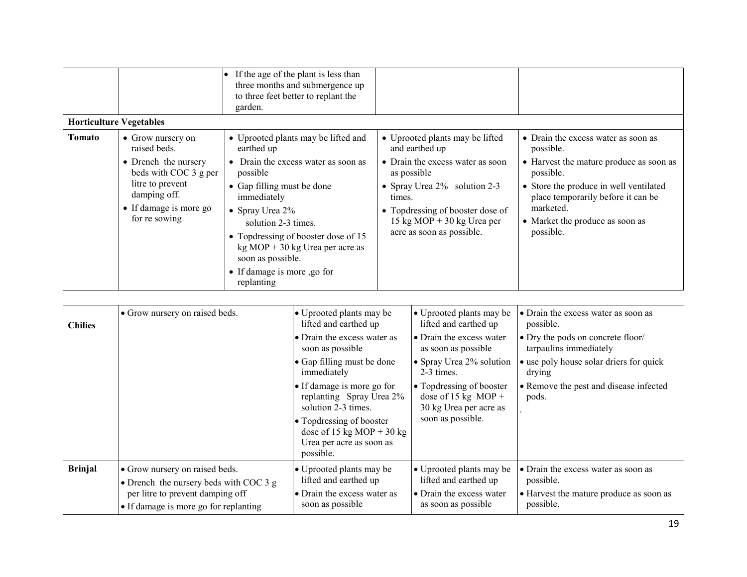| | | • If the age of the plant is less than three months and submergence up to three feet better to replant the garden. | | |
|---|---|---|---|---|
| **Horticulture Vegetables** | | | | |
| **Tomato** | • Grow nursery on raised beds.<br>• Drench the nursery beds with COC 3 g per litre to prevent damping off.<br>• If damage is more go for re sowing | • Uprooted plants may be lifted and earthed up<br>• Drain the excess water as soon as possible<br>• Gap filling must be done immediately<br>• Spray Urea 2% solution 2-3 times.<br>• Topdressing of booster dose of 15 kg MOP + 30 kg Urea per acre as soon as possible.<br>• If damage is more ,go for replanting | • Uprooted plants may be lifted and earthed up<br>• Drain the excess water as soon as possible<br>• Spray Urea 2% solution 2-3 times.<br>• Topdressing of booster dose of 15 kg MOP + 30 kg Urea per acre as soon as possible. | • Drain the excess water as soon as possible.<br>• Harvest the mature produce as soon as possible.<br>• Store the produce in well ventilated place temporarily before it can be marketed.<br>• Market the produce as soon as possible. |
| **Chilies** | • Grow nursery on raised beds. | • Uprooted plants may be lifted and earthed up<br>• Drain the excess water as soon as possible<br>• Gap filling must be done immediately<br>• If damage is more go for replanting Spray Urea 2% solution 2-3 times.<br>• Topdressing of booster dose of 15 kg MOP + 30 kg Urea per acre as soon as possible. | • Uprooted plants may be lifted and earthed up<br>• Drain the excess water as soon as possible<br>• Spray Urea 2% solution 2-3 times.<br>• Topdressing of booster dose of 15 kg MOP + 30 kg Urea per acre as soon as possible. | • Drain the excess water as soon as possible.<br>• Dry the pods on concrete floor/ tarpaulins immediately<br>• use poly house solar driers for quick drying<br>• Remove the pest and disease infected pods. |
| **Brinjal** | • Grow nursery on raised beds.<br>• Drench the nursery beds with COC 3 g per litre to prevent damping off<br>• If damage is more go for replanting | • Uprooted plants may be lifted and earthed up<br>• Drain the excess water as soon as possible | • Uprooted plants may be lifted and earthed up<br>• Drain the excess water as soon as possible | • Drain the excess water as soon as possible.<br>• Harvest the mature produce as soon as possible. |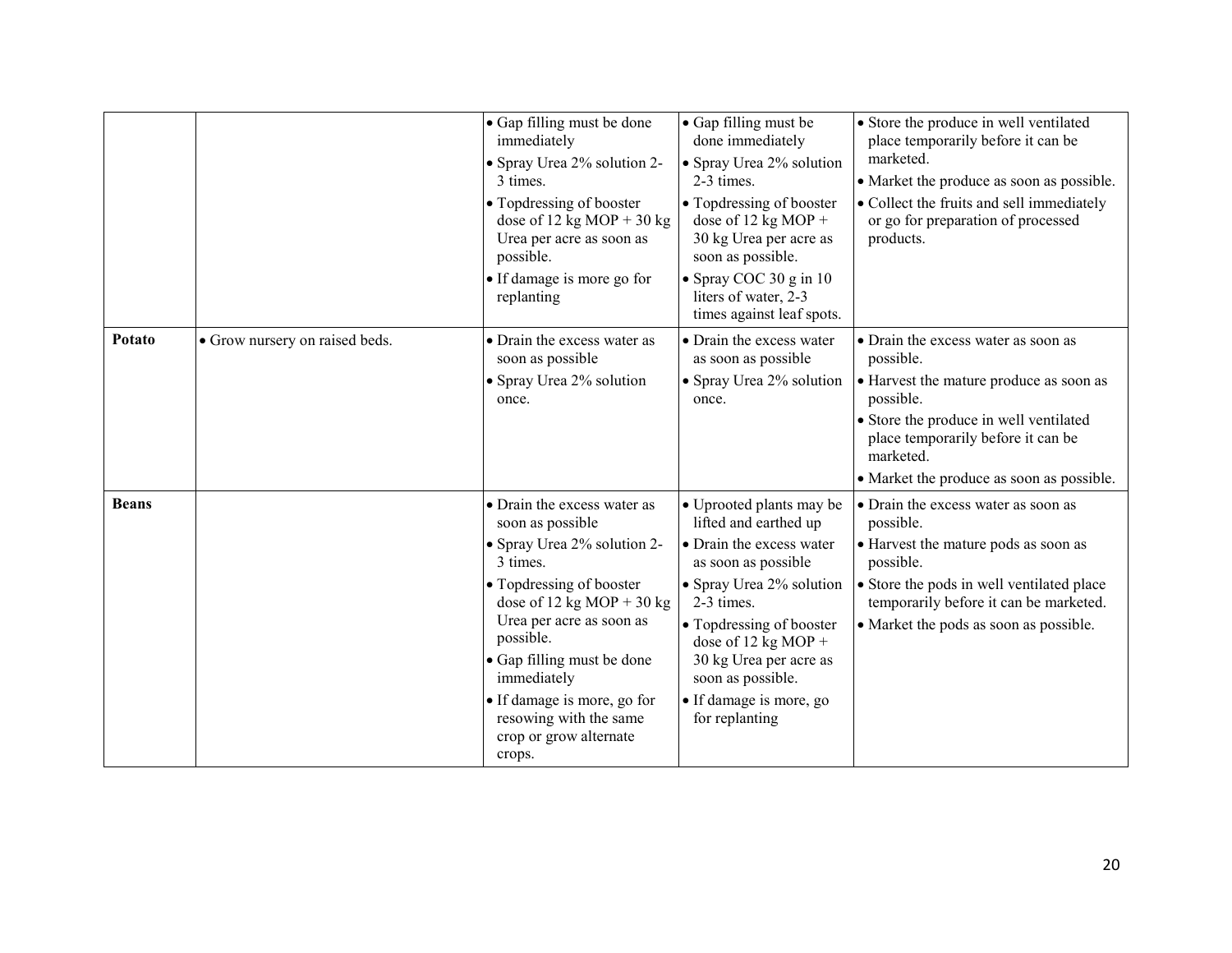| | | | | |
|---|---|---|---|---|
| | | • Gap filling must be done immediately<br>• Spray Urea 2% solution 2-3 times.<br>• Topdressing of booster dose of 12 kg MOP + 30 kg Urea per acre as soon as possible.<br>• If damage is more go for replanting | • Gap filling must be done immediately<br>• Spray Urea 2% solution 2-3 times.<br>• Topdressing of booster dose of 12 kg MOP + 30 kg Urea per acre as soon as possible.<br>• Spray COC 30 g in 10 liters of water, 2-3 times against leaf spots. | • Store the produce in well ventilated place temporarily before it can be marketed.<br>• Market the produce as soon as possible.<br>• Collect the fruits and sell immediately or go for preparation of processed products. |
| **Potato** | • Grow nursery on raised beds. | • Drain the excess water as soon as possible<br>• Spray Urea 2% solution once. | • Drain the excess water as soon as possible<br>• Spray Urea 2% solution once. | • Drain the excess water as soon as possible.<br>• Harvest the mature produce as soon as possible.<br>• Store the produce in well ventilated place temporarily before it can be marketed.<br>• Market the produce as soon as possible. |
| **Beans** | | • Drain the excess water as soon as possible<br>• Spray Urea 2% solution 2-3 times.<br>• Topdressing of booster dose of 12 kg MOP + 30 kg Urea per acre as soon as possible.<br>• Gap filling must be done immediately<br>• If damage is more, go for resowing with the same crop or grow alternate crops. | • Uprooted plants may be lifted and earthed up<br>• Drain the excess water as soon as possible<br>• Spray Urea 2% solution 2-3 times.<br>• Topdressing of booster dose of 12 kg MOP + 30 kg Urea per acre as soon as possible.<br>• If damage is more, go for replanting | • Drain the excess water as soon as possible.<br>• Harvest the mature pods as soon as possible.<br>• Store the pods in well ventilated place temporarily before it can be marketed.<br>• Market the pods as soon as possible. |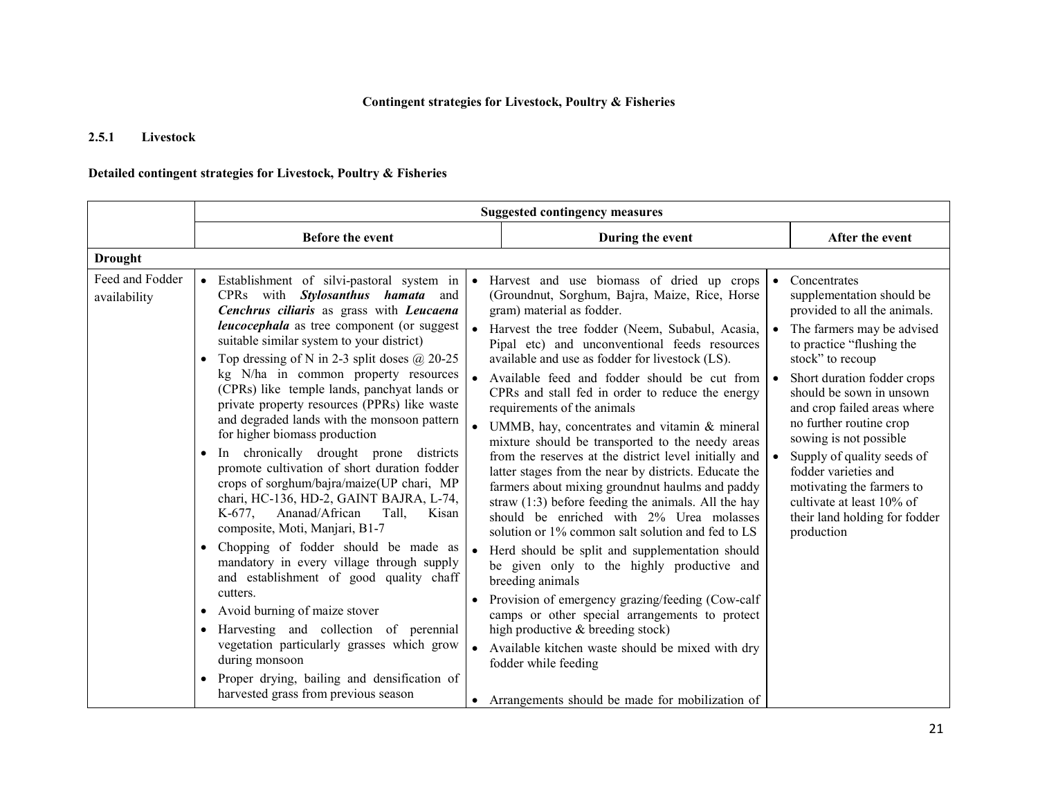**Contingent strategies for Livestock, Poultry & Fisheries**

**2.5.1 Livestock**

**Detailed contingent strategies for Livestock, Poultry & Fisheries**

| | Suggested contingency measures | | |
|---|---|---|---|
| | **Before the event** | **During the event** | **After the event** |
| **Drought** | | | |
| Feed and Fodder availability | • Establishment of silvi-pastoral system in CPRs with ***Stylosanthus hamata*** and ***Cenchrus ciliaris*** as grass with ***Leucaena leucocephala*** as tree component (or suggest suitable similar system to your district)<br>• Top dressing of N in 2-3 split doses @ 20-25 kg N/ha in common property resources (CPRs) like temple lands, panchyat lands or private property resources (PPRs) like waste and degraded lands with the monsoon pattern for higher biomass production<br>• In chronically drought prone districts promote cultivation of short duration fodder crops of sorghum/bajra/maize(UP chari, MP chari, HC-136, HD-2, GAINT BAJRA, L-74, K-677, Ananad/African Tall, Kisan composite, Moti, Manjari, B1-7<br>• Chopping of fodder should be made as mandatory in every village through supply and establishment of good quality chaff cutters.<br>• Avoid burning of maize stover<br>• Harvesting and collection of perennial vegetation particularly grasses which grow during monsoon<br>• Proper drying, bailing and densification of harvested grass from previous season | • Harvest and use biomass of dried up crops (Groundnut, Sorghum, Bajra, Maize, Rice, Horse gram) material as fodder.<br>• Harvest the tree fodder (Neem, Subabul, Acasia, Pipal etc) and unconventional feeds resources available and use as fodder for livestock (LS).<br>• Available feed and fodder should be cut from CPRs and stall fed in order to reduce the energy requirements of the animals<br>• UMMB, hay, concentrates and vitamin & mineral mixture should be transported to the needy areas from the reserves at the district level initially and latter stages from the near by districts. Educate the farmers about mixing groundnut haulms and paddy straw (1:3) before feeding the animals. All the hay should be enriched with 2% Urea molasses solution or 1% common salt solution and fed to LS<br>• Herd should be split and supplementation should be given only to the highly productive and breeding animals<br>• Provision of emergency grazing/feeding (Cow-calf camps or other special arrangements to protect high productive & breeding stock)<br>• Available kitchen waste should be mixed with dry fodder while feeding<br>• Arrangements should be made for mobilization of | • Concentrates supplementation should be provided to all the animals.<br>• The farmers may be advised to practice "flushing the stock" to recoup<br>• Short duration fodder crops should be sown in unsown and crop failed areas where no further routine crop sowing is not possible<br>• Supply of quality seeds of fodder varieties and motivating the farmers to cultivate at least 10% of their land holding for fodder production |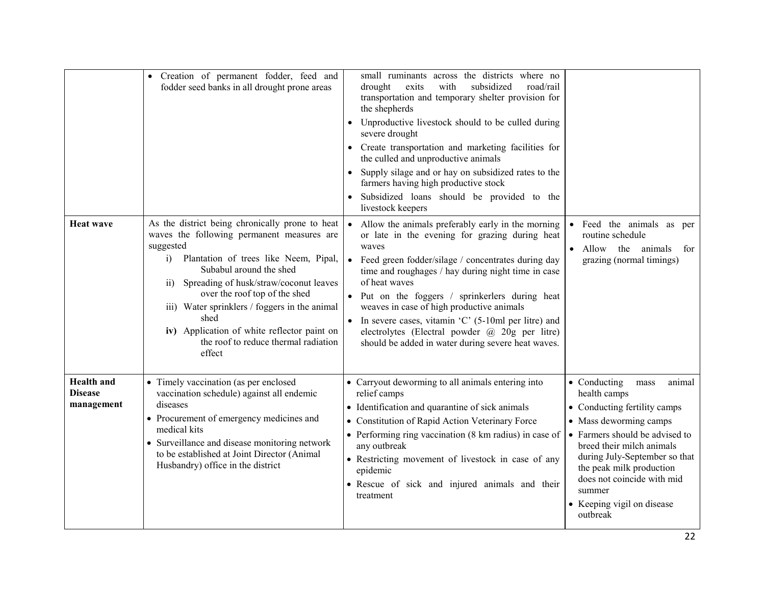| | | | |
|---|---|---|---|
| | • Creation of permanent fodder, feed and fodder seed banks in all drought prone areas | small ruminants across the districts where no drought exits with subsidized road/rail transportation and temporary shelter provision for the shepherds<br>• Unproductive livestock should to be culled during severe drought<br>• Create transportation and marketing facilities for the culled and unproductive animals<br>• Supply silage and or hay on subsidized rates to the farmers having high productive stock<br>• Subsidized loans should be provided to the livestock keepers | |
| **Heat wave** | As the district being chronically prone to heat waves the following permanent measures are suggested<br>i) Plantation of trees like Neem, Pipal, Subabul around the shed<br>ii) Spreading of husk/straw/coconut leaves over the roof top of the shed<br>iii) Water sprinklers / foggers in the animal shed<br>**iv)** Application of white reflector paint on the roof to reduce thermal radiation effect | • Allow the animals preferably early in the morning or late in the evening for grazing during heat waves<br>• Feed green fodder/silage / concentrates during day time and roughages / hay during night time in case of heat waves<br>• Put on the foggers / sprinkerlers during heat weaves in case of high productive animals<br>• In severe cases, vitamin 'C' (5-10ml per litre) and electrolytes (Electral powder @ 20g per litre) should be added in water during severe heat waves. | • Feed the animals as per routine schedule<br>• Allow the animals for grazing (normal timings) |
| **Health and Disease management** | • Timely vaccination (as per enclosed vaccination schedule) against all endemic diseases<br>• Procurement of emergency medicines and medical kits<br>• Surveillance and disease monitoring network to be established at Joint Director (Animal Husbandry) office in the district | • Carryout deworming to all animals entering into relief camps<br>• Identification and quarantine of sick animals<br>• Constitution of Rapid Action Veterinary Force<br>• Performing ring vaccination (8 km radius) in case of any outbreak<br>• Restricting movement of livestock in case of any epidemic<br>• Rescue of sick and injured animals and their treatment | • Conducting mass animal health camps<br>• Conducting fertility camps<br>• Mass deworming camps<br>• Farmers should be advised to breed their milch animals during July-September so that the peak milk production does not coincide with mid summer<br>• Keeping vigil on disease outbreak |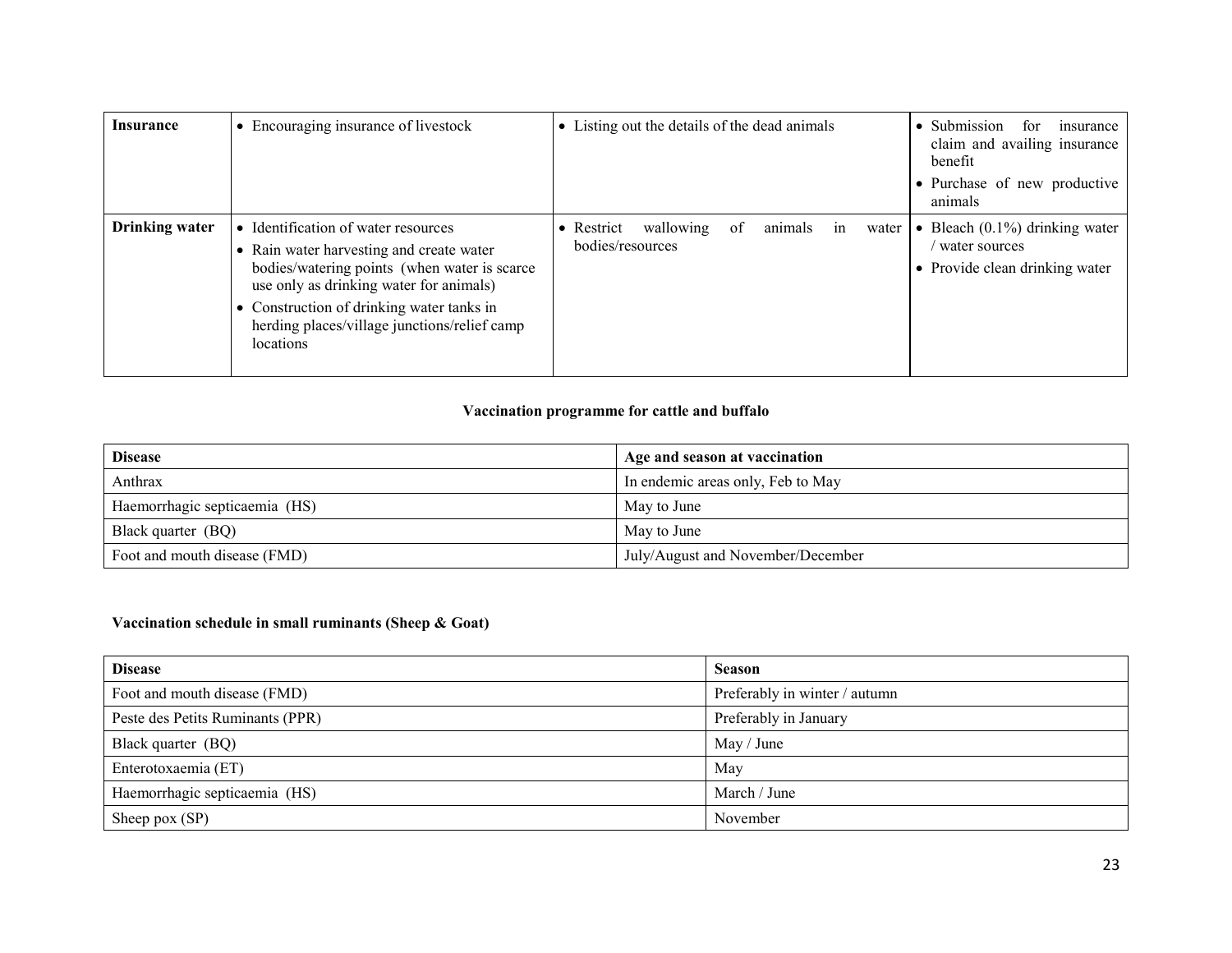| Insurance | • Encouraging insurance of livestock | • Listing out the details of the dead animals | • Submission for insurance claim and availing insurance benefit<br>• Purchase of new productive animals |
|---|---|---|---|
| **Drinking water** | • Identification of water resources<br>• Rain water harvesting and create water bodies/watering points (when water is scarce use only as drinking water for animals)<br>• Construction of drinking water tanks in herding places/village junctions/relief camp locations | • Restrict wallowing of animals in water bodies/resources | • Bleach (0.1%) drinking water / water sources<br>• Provide clean drinking water |

**Vaccination programme for cattle and buffalo**

| Disease | Age and season at vaccination |
|---|---|
| Anthrax | In endemic areas only, Feb to May |
| Haemorrhagic septicaemia (HS) | May to June |
| Black quarter (BQ) | May to June |
| Foot and mouth disease (FMD) | July/August and November/December |

**Vaccination schedule in small ruminants (Sheep & Goat)**

| Disease | Season |
|---|---|
| Foot and mouth disease (FMD) | Preferably in winter / autumn |
| Peste des Petits Ruminants (PPR) | Preferably in January |
| Black quarter (BQ) | May / June |
| Enterotoxaemia (ET) | May |
| Haemorrhagic septicaemia (HS) | March / June |
| Sheep pox (SP) | November |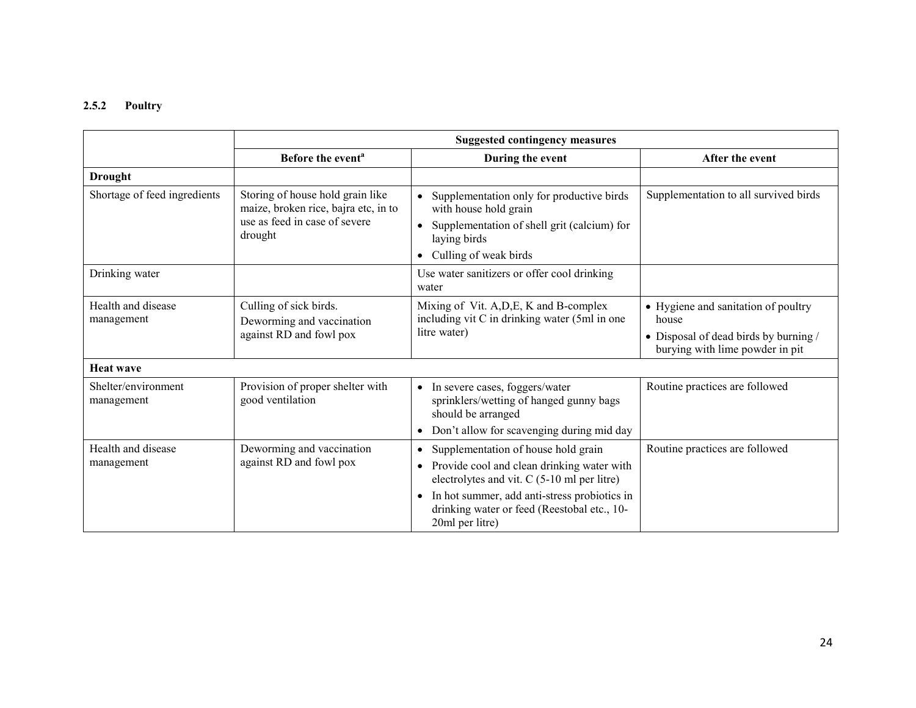### 2.5.2 Poultry

| | Suggested contingency measures | | |
|---|---|---|---|
| | Before the event[a] | During the event | After the event |
| **Drought** | | | |
| Shortage of feed ingredients | Storing of house hold grain like maize, broken rice, bajra etc, in to use as feed in case of severe drought | • Supplementation only for productive birds with house hold grain<br>• Supplementation of shell grit (calcium) for laying birds<br>• Culling of weak birds | Supplementation to all survived birds |
| Drinking water | | Use water sanitizers or offer cool drinking water | |
| Health and disease management | Culling of sick birds.<br>Deworming and vaccination against RD and fowl pox | Mixing of Vit. A,D,E, K and B-complex including vit C in drinking water (5ml in one litre water) | • Hygiene and sanitation of poultry house<br>• Disposal of dead birds by burning / burying with lime powder in pit |
| **Heat wave** | | | |
| Shelter/environment management | Provision of proper shelter with good ventilation | • In severe cases, foggers/water sprinklers/wetting of hanged gunny bags should be arranged<br>• Don't allow for scavenging during mid day | Routine practices are followed |
| Health and disease management | Deworming and vaccination against RD and fowl pox | • Supplementation of house hold grain<br>• Provide cool and clean drinking water with electrolytes and vit. C (5-10 ml per litre)<br>• In hot summer, add anti-stress probiotics in drinking water or feed (Reestobal etc., 10-20ml per litre) | Routine practices are followed |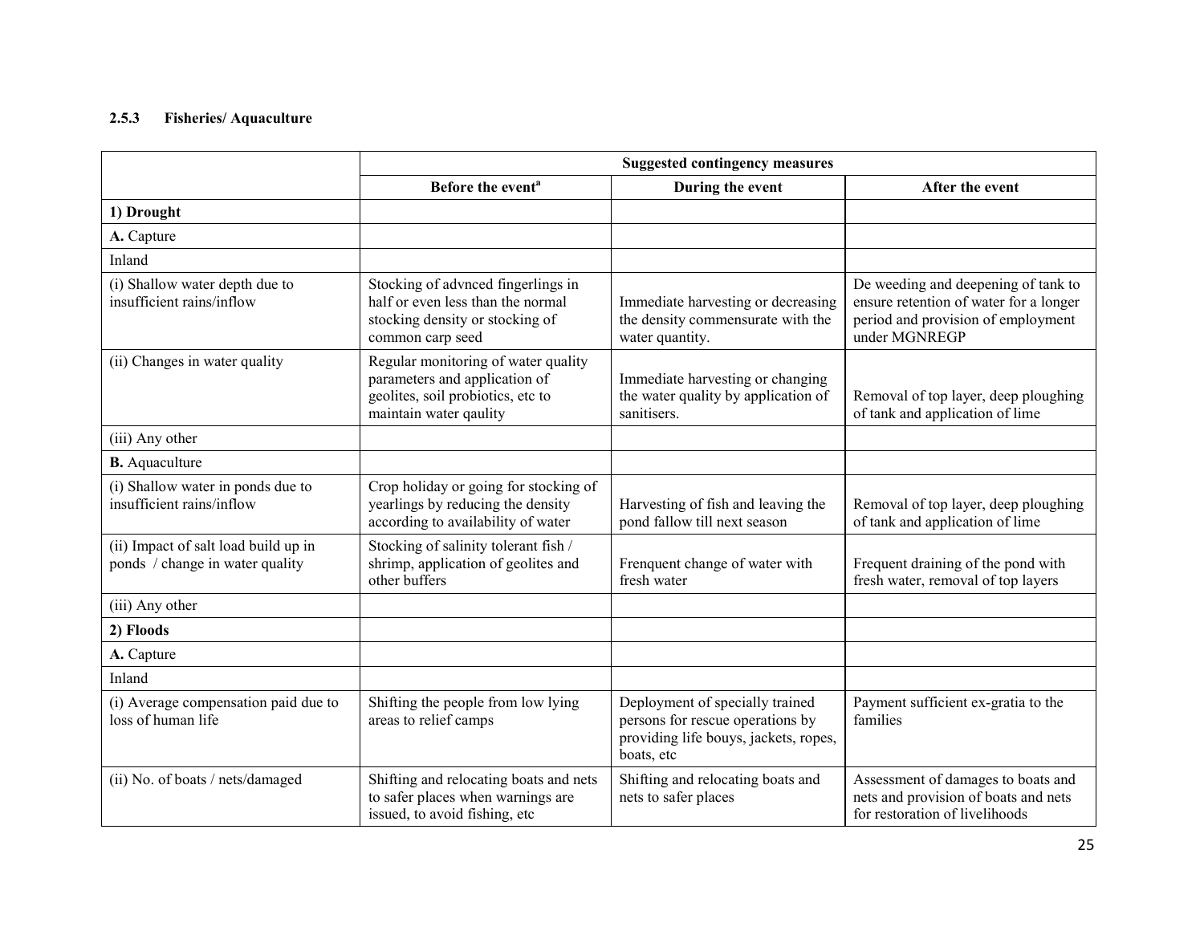### 2.5.3 Fisheries/ Aquaculture

| | Suggested contingency measures | | |
|---|---|---|---|
| | Before the event[a] | During the event | After the event |
| **1) Drought** | | | |
| **A.** Capture | | | |
| Inland | | | |
| (i) Shallow water depth due to insufficient rains/inflow | Stocking of advnced fingerlings in half or even less than the normal stocking density or stocking of common carp seed | Immediate harvesting or decreasing the density commensurate with the water quantity. | De weeding and deepening of tank to ensure retention of water for a longer period and provision of employment under MGNREGP |
| (ii) Changes in water quality | Regular monitoring of water quality parameters and application of geolites, soil probiotics, etc to maintain water qaulity | Immediate harvesting or changing the water quality by application of sanitisers. | Removal of top layer, deep ploughing of tank and application of lime |
| (iii) Any other | | | |
| **B.** Aquaculture | | | |
| (i) Shallow water in ponds due to insufficient rains/inflow | Crop holiday or going for stocking of yearlings by reducing the density according to availability of water | Harvesting of fish and leaving the pond fallow till next season | Removal of top layer, deep ploughing of tank and application of lime |
| (ii) Impact of salt load build up in ponds / change in water quality | Stocking of salinity tolerant fish / shrimp, application of geolites and other buffers | Frenquent change of water with fresh water | Frequent draining of the pond with fresh water, removal of top layers |
| (iii) Any other | | | |
| **2) Floods** | | | |
| **A.** Capture | | | |
| Inland | | | |
| (i) Average compensation paid due to loss of human life | Shifting the people from low lying areas to relief camps | Deployment of specially trained persons for rescue operations by providing life bouys, jackets, ropes, boats, etc | Payment sufficient ex-gratia to the families |
| (ii) No. of boats / nets/damaged | Shifting and relocating boats and nets to safer places when warnings are issued, to avoid fishing, etc | Shifting and relocating boats and nets to safer places | Assessment of damages to boats and nets and provision of boats and nets for restoration of livelihoods |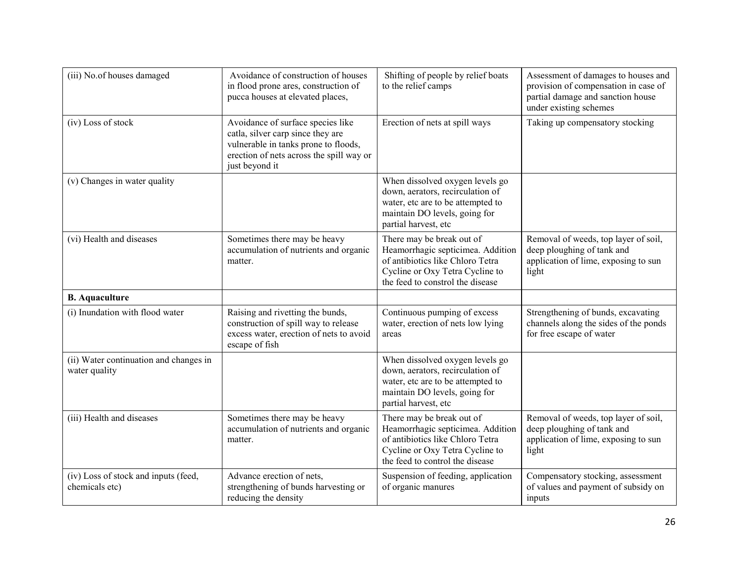| (iii) No.of houses damaged | Avoidance of construction of houses in flood prone ares, construction of pucca houses at elevated places, | Shifting of people by relief boats to the relief camps | Assessment of damages to houses and provision of compensation in case of partial damage and sanction house under existing schemes |
|---|---|---|---|
| (iv) Loss of stock | Avoidance of surface species like catla, silver carp since they are vulnerable in tanks prone to floods, erection of nets across the spill way or just beyond it | Erection of nets at spill ways | Taking up compensatory stocking |
| (v) Changes in water quality | | When dissolved oxygen levels go down, aerators, recirculation of water, etc are to be attempted to maintain DO levels, going for partial harvest, etc | |
| (vi) Health and diseases | Sometimes there may be heavy accumulation of nutrients and organic matter. | There may be break out of Heamorrhagic septicimea. Addition of antibiotics like Chloro Tetra Cycline or Oxy Tetra Cycline to the feed to constrol the disease | Removal of weeds, top layer of soil, deep ploughing of tank and application of lime, exposing to sun light |
| **B. Aquaculture** | | | |
| (i) Inundation with flood water | Raising and rivetting the bunds, construction of spill way to release excess water, erection of nets to avoid escape of fish | Continuous pumping of excess water, erection of nets low lying areas | Strengthening of bunds, excavating channels along the sides of the ponds for free escape of water |
| (ii) Water continuation and changes in water quality | | When dissolved oxygen levels go down, aerators, recirculation of water, etc are to be attempted to maintain DO levels, going for partial harvest, etc | |
| (iii) Health and diseases | Sometimes there may be heavy accumulation of nutrients and organic matter. | There may be break out of Heamorrhagic septicimea. Addition of antibiotics like Chloro Tetra Cycline or Oxy Tetra Cycline to the feed to control the disease | Removal of weeds, top layer of soil, deep ploughing of tank and application of lime, exposing to sun light |
| (iv) Loss of stock and inputs (feed, chemicals etc) | Advance erection of nets, strengthening of bunds harvesting or reducing the density | Suspension of feeding, application of organic manures | Compensatory stocking, assessment of values and payment of subsidy on inputs |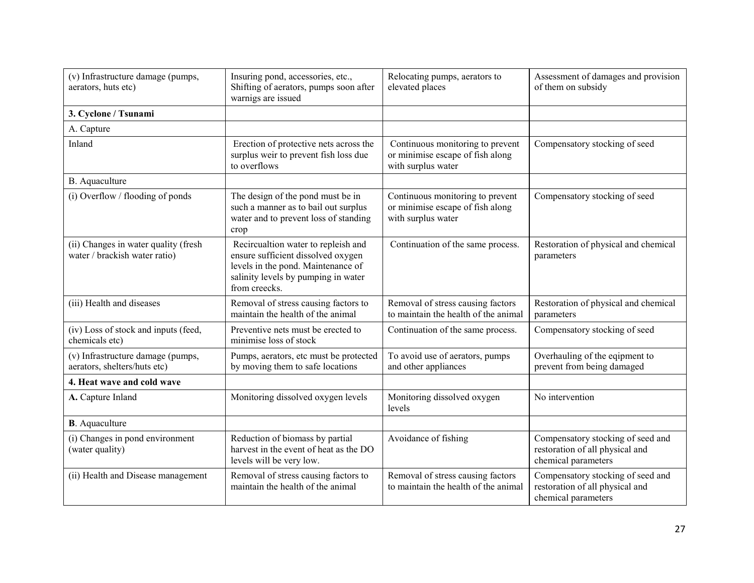| | | | |
|---|---|---|---|
| (v) Infrastructure damage (pumps, aerators, huts etc) | Insuring pond, accessories, etc., Shifting of aerators, pumps soon after warnigs are issued | Relocating pumps, aerators to elevated places | Assessment of damages and provision of them on subsidy |
| **3. Cyclone / Tsunami** | | | |
| A. Capture | | | |
| Inland | Erection of protective nets across the surplus weir to prevent fish loss due to overflows | Continuous monitoring to prevent or minimise escape of fish along with surplus water | Compensatory stocking of seed |
| B. Aquaculture | | | |
| (i) Overflow / flooding of ponds | The design of the pond must be in such a manner as to bail out surplus water and to prevent loss of standing crop | Continuous monitoring to prevent or minimise escape of fish along with surplus water | Compensatory stocking of seed |
| (ii) Changes in water quality (fresh water / brackish water ratio) | Recircualtion water to repleish and ensure sufficient dissolved oxygen levels in the pond. Maintenance of salinity levels by pumping in water from creecks. | Continuation of the same process. | Restoration of physical and chemical parameters |
| (iii) Health and diseases | Removal of stress causing factors to maintain the health of the animal | Removal of stress causing factors to maintain the health of the animal | Restoration of physical and chemical parameters |
| (iv) Loss of stock and inputs (feed, chemicals etc) | Preventive nets must be erected to minimise loss of stock | Continuation of the same process. | Compensatory stocking of seed |
| (v) Infrastructure damage (pumps, aerators, shelters/huts etc) | Pumps, aerators, etc must be protected by moving them to safe locations | To avoid use of aerators, pumps and other appliances | Overhauling of the eqipment to prevent from being damaged |
| **4. Heat wave and cold wave** | | | |
| **A.** Capture Inland | Monitoring dissolved oxygen levels | Monitoring dissolved oxygen levels | No intervention |
| **B**. Aquaculture | | | |
| (i) Changes in pond environment (water quality) | Reduction of biomass by partial harvest in the event of heat as the DO levels will be very low. | Avoidance of fishing | Compensatory stocking of seed and restoration of all physical and chemical parameters |
| (ii) Health and Disease management | Removal of stress causing factors to maintain the health of the animal | Removal of stress causing factors to maintain the health of the animal | Compensatory stocking of seed and restoration of all physical and chemical parameters |